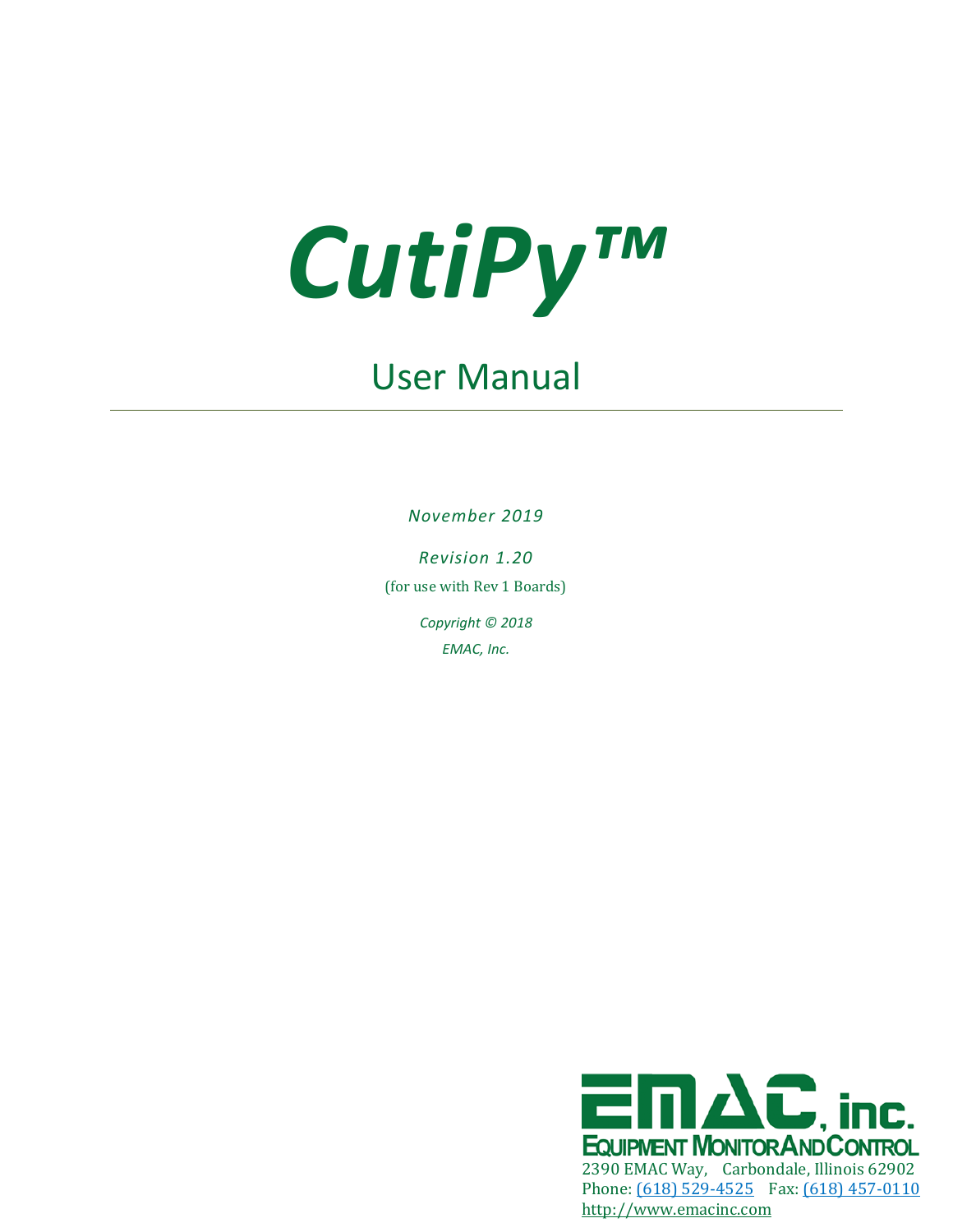# *CutiPy™*

## User Manual

---

*November 2019*

*Revision 1.20*

(for use with Rev 1 Boards)

*Copyright © 2018*

*EMAC, Inc.*

EMAC, inc.

EQUIPMENT MONITOR AND CONTROL

2390 EMAC Way, Carbondale, Illinois 62902

Phone: (618) 529-4525 Fax: (618) 457-0110

http://www.emacinc.com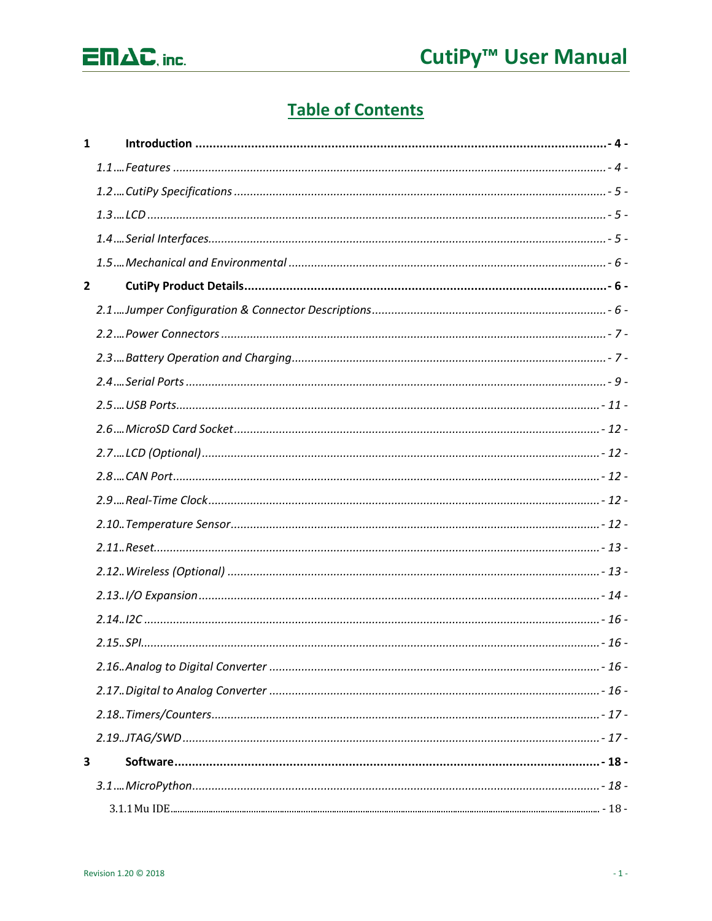# Table of Contents

**1 Introduction .......... - 4 -**

*1.1 Features .......... - 4 -*

*1.2 CutiPy Specifications .......... - 5 -*

*1.3 LCD .......... - 5 -*

*1.4 Serial Interfaces .......... - 5 -*

*1.5 Mechanical and Environmental .......... - 6 -*

**2 CutiPy Product Details .......... - 6 -**

*2.1 Jumper Configuration & Connector Descriptions .......... - 6 -*

*2.2 Power Connectors .......... - 7 -*

*2.3 Battery Operation and Charging .......... - 7 -*

*2.4 Serial Ports .......... - 9 -*

*2.5 USB Ports .......... - 11 -*

*2.6 MicroSD Card Socket .......... - 12 -*

*2.7 LCD (Optional) .......... - 12 -*

*2.8 CAN Port .......... - 12 -*

*2.9 Real-Time Clock .......... - 12 -*

*2.10 Temperature Sensor .......... - 12 -*

*2.11 Reset .......... - 13 -*

*2.12 Wireless (Optional) .......... - 13 -*

*2.13 I/O Expansion .......... - 14 -*

*2.14 I2C .......... - 16 -*

*2.15 SPI .......... - 16 -*

*2.16 Analog to Digital Converter .......... - 16 -*

*2.17 Digital to Analog Converter .......... - 16 -*

*2.18 Timers/Counters .......... - 17 -*

*2.19 JTAG/SWD .......... - 17 -*

**3 Software .......... - 18 -**

*3.1 MicroPython .......... - 18 -*

3.1.1 Mu IDE .......... - 18 -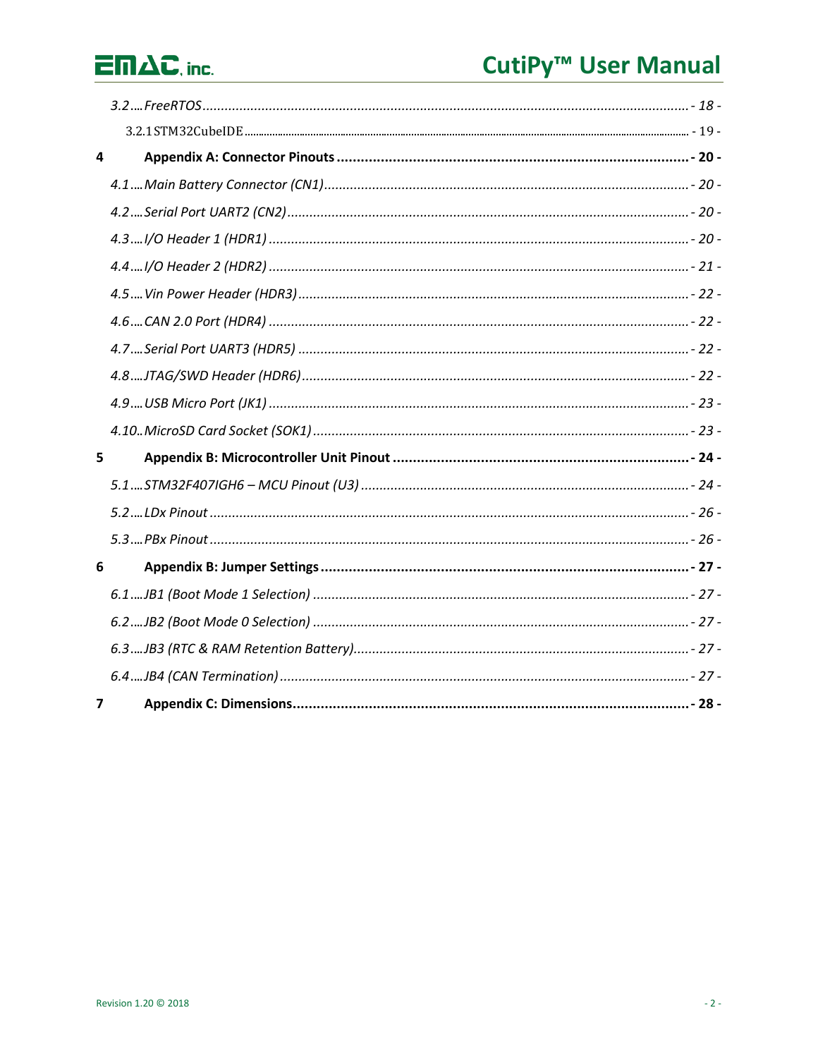3.2 .... FreeRTOS ........................................................................................................................... - 18 -

3.2.1 STM32CubeIDE ........................................................................................................................... - 19 -

**4 Appendix A: Connector Pinouts ........................................................................................ - 20 -**

4.1 .... Main Battery Connector (CN1) .................................................................................... - 20 -

4.2 .... Serial Port UART2 (CN2) ........................................................................................... - 20 -

4.3 .... I/O Header 1 (HDR1) ................................................................................................ - 20 -

4.4 .... I/O Header 2 (HDR2) ................................................................................................ - 21 -

4.5 .... Vin Power Header (HDR3) ......................................................................................... - 22 -

4.6 .... CAN 2.0 Port (HDR4) ................................................................................................ - 22 -

4.7 .... Serial Port UART3 (HDR5) ........................................................................................ - 22 -

4.8 .... JTAG/SWD Header (HDR6) ....................................................................................... - 22 -

4.9 .... USB Micro Port (JK1) ................................................................................................ - 23 -

4.10.. MicroSD Card Socket (SOK1) ..................................................................................... - 23 -

**5 Appendix B: Microcontroller Unit Pinout .......................................................................... - 24 -**

5.1 .... STM32F407IGH6 – MCU Pinout (U3) ........................................................................ - 24 -

5.2 .... LDx Pinout ................................................................................................................ - 26 -

5.3 .... PBx Pinout ................................................................................................................ - 26 -

**6 Appendix B: Jumper Settings ............................................................................................ - 27 -**

6.1 .... JB1 (Boot Mode 1 Selection) ..................................................................................... - 27 -

6.2 .... JB2 (Boot Mode 0 Selection) ..................................................................................... - 27 -

6.3 .... JB3 (RTC & RAM Retention Battery) .......................................................................... - 27 -

6.4 .... JB4 (CAN Termination) .............................................................................................. - 27 -

**7 Appendix C: Dimensions ................................................................................................... - 28 -**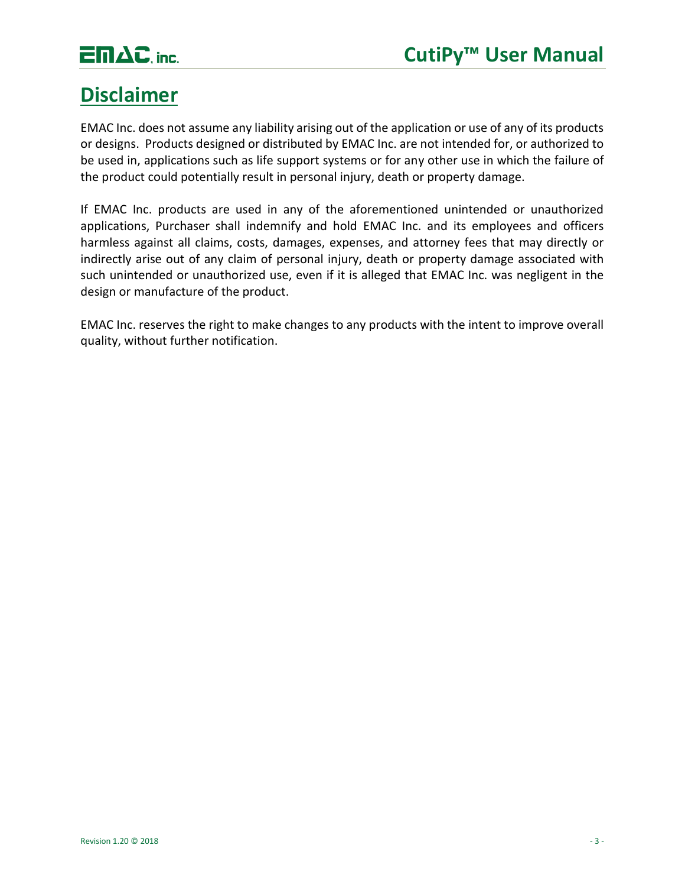# Disclaimer

EMAC Inc. does not assume any liability arising out of the application or use of any of its products or designs. Products designed or distributed by EMAC Inc. are not intended for, or authorized to be used in, applications such as life support systems or for any other use in which the failure of the product could potentially result in personal injury, death or property damage.

If EMAC Inc. products are used in any of the aforementioned unintended or unauthorized applications, Purchaser shall indemnify and hold EMAC Inc. and its employees and officers harmless against all claims, costs, damages, expenses, and attorney fees that may directly or indirectly arise out of any claim of personal injury, death or property damage associated with such unintended or unauthorized use, even if it is alleged that EMAC Inc. was negligent in the design or manufacture of the product.

EMAC Inc. reserves the right to make changes to any products with the intent to improve overall quality, without further notification.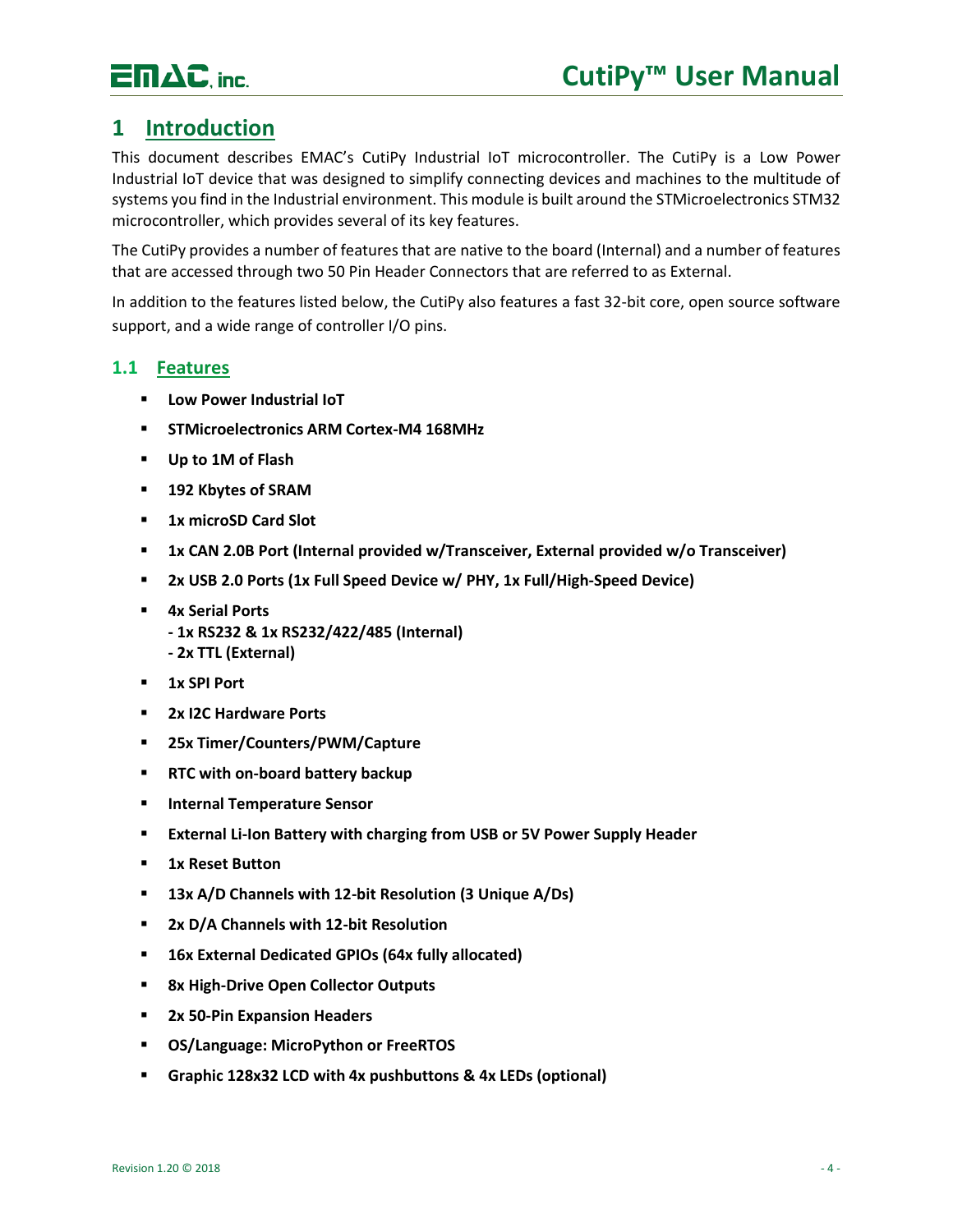# 1 Introduction

This document describes EMAC's CutiPy Industrial IoT microcontroller. The CutiPy is a Low Power Industrial IoT device that was designed to simplify connecting devices and machines to the multitude of systems you find in the Industrial environment. This module is built around the STMicroelectronics STM32 microcontroller, which provides several of its key features.

The CutiPy provides a number of features that are native to the board (Internal) and a number of features that are accessed through two 50 Pin Header Connectors that are referred to as External.

In addition to the features listed below, the CutiPy also features a fast 32-bit core, open source software support, and a wide range of controller I/O pins.

## 1.1 Features

- **Low Power Industrial IoT**
- **STMicroelectronics ARM Cortex-M4 168MHz**
- **Up to 1M of Flash**
- **192 Kbytes of SRAM**
- **1x microSD Card Slot**
- **1x CAN 2.0B Port (Internal provided w/Transceiver, External provided w/o Transceiver)**
- **2x USB 2.0 Ports (1x Full Speed Device w/ PHY, 1x Full/High-Speed Device)**
- **4x Serial Ports**
  **- 1x RS232 & 1x RS232/422/485 (Internal)**
  **- 2x TTL (External)**
- **1x SPI Port**
- **2x I2C Hardware Ports**
- **25x Timer/Counters/PWM/Capture**
- **RTC with on-board battery backup**
- **Internal Temperature Sensor**
- **External Li-Ion Battery with charging from USB or 5V Power Supply Header**
- **1x Reset Button**
- **13x A/D Channels with 12-bit Resolution (3 Unique A/Ds)**
- **2x D/A Channels with 12-bit Resolution**
- **16x External Dedicated GPIOs (64x fully allocated)**
- **8x High-Drive Open Collector Outputs**
- **2x 50-Pin Expansion Headers**
- **OS/Language: MicroPython or FreeRTOS**
- **Graphic 128x32 LCD with 4x pushbuttons & 4x LEDs (optional)**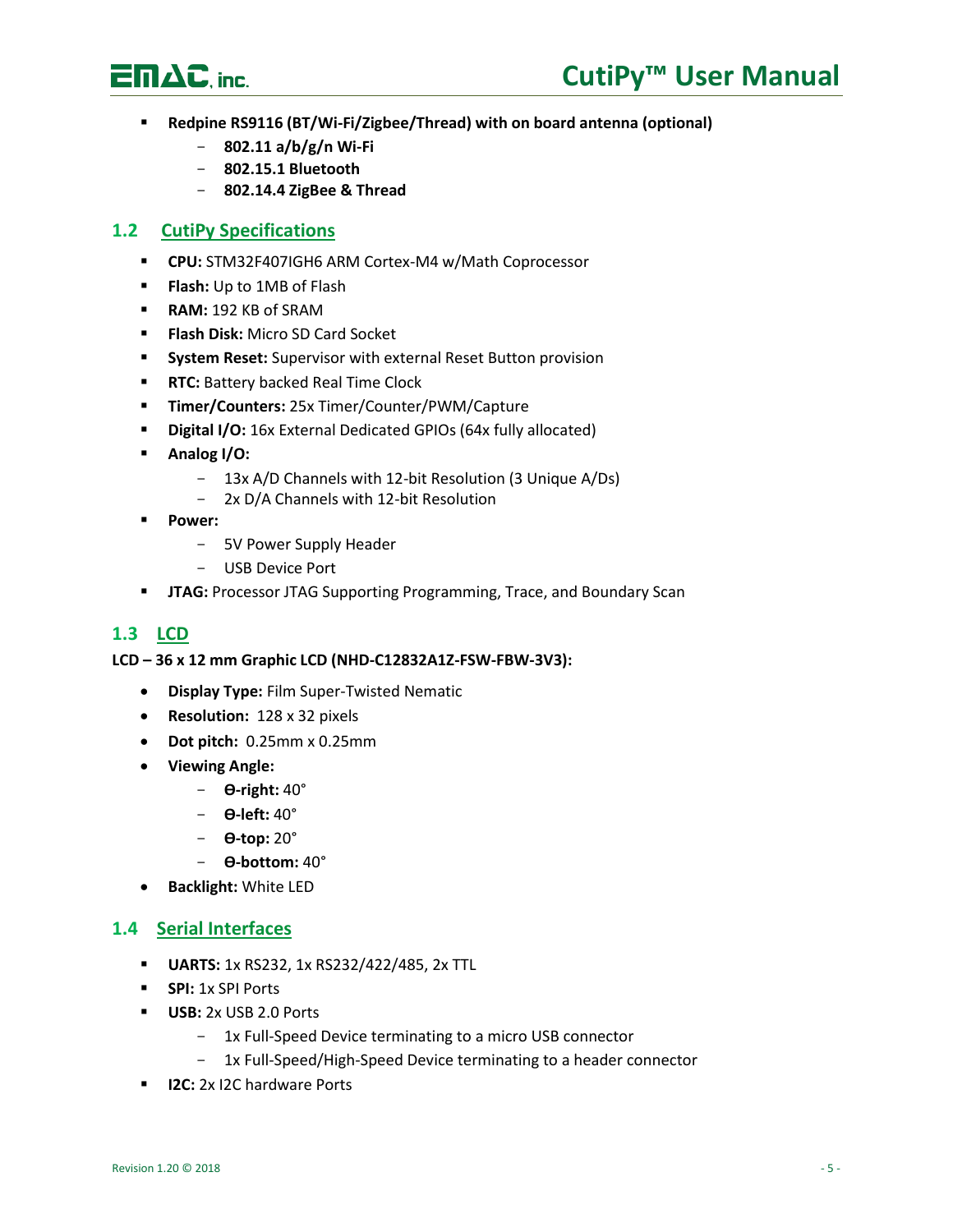- **Redpine RS9116 (BT/Wi-Fi/Zigbee/Thread) with on board antenna (optional)**
    - **802.11 a/b/g/n Wi-Fi**
    - **802.15.1 Bluetooth**
    - **802.14.4 ZigBee & Thread**

## 1.2 CutiPy Specifications

- **CPU:** STM32F407IGH6 ARM Cortex-M4 w/Math Coprocessor
- **Flash:** Up to 1MB of Flash
- **RAM:** 192 KB of SRAM
- **Flash Disk:** Micro SD Card Socket
- **System Reset:** Supervisor with external Reset Button provision
- **RTC:** Battery backed Real Time Clock
- **Timer/Counters:** 25x Timer/Counter/PWM/Capture
- **Digital I/O:** 16x External Dedicated GPIOs (64x fully allocated)
- **Analog I/O:**
    - 13x A/D Channels with 12-bit Resolution (3 Unique A/Ds)
    - 2x D/A Channels with 12-bit Resolution
- **Power:**
    - 5V Power Supply Header
    - USB Device Port
- **JTAG:** Processor JTAG Supporting Programming, Trace, and Boundary Scan

## 1.3 LCD

**LCD – 36 x 12 mm Graphic LCD (NHD-C12832A1Z-FSW-FBW-3V3):**

- **Display Type:** Film Super-Twisted Nematic
- **Resolution:** 128 x 32 pixels
- **Dot pitch:** 0.25mm x 0.25mm
- **Viewing Angle:**
    - **ϴ-right:** 40°
    - **ϴ-left:** 40°
    - **ϴ-top:** 20°
    - **ϴ-bottom:** 40°
- **Backlight:** White LED

## 1.4 Serial Interfaces

- **UARTS:** 1x RS232, 1x RS232/422/485, 2x TTL
- **SPI:** 1x SPI Ports
- **USB:** 2x USB 2.0 Ports
    - 1x Full-Speed Device terminating to a micro USB connector
    - 1x Full-Speed/High-Speed Device terminating to a header connector
- **I2C:** 2x I2C hardware Ports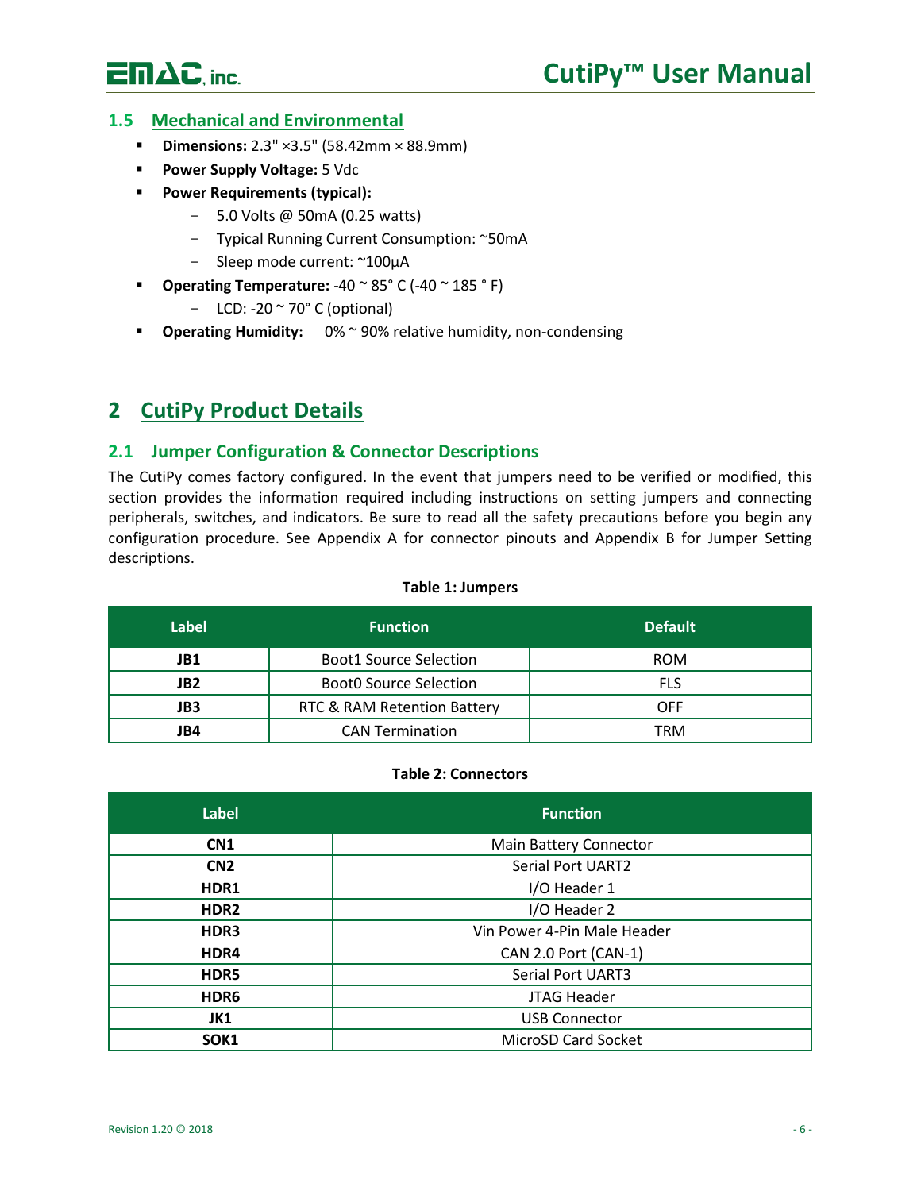### 1.5 Mechanical and Environmental

- **Dimensions:** 2.3" ×3.5" (58.42mm × 88.9mm)
- **Power Supply Voltage:** 5 Vdc
- **Power Requirements (typical):**
  - 5.0 Volts @ 50mA (0.25 watts)
  - Typical Running Current Consumption: ~50mA
  - Sleep mode current: ~100µA
- **Operating Temperature:** -40 ~ 85° C (-40 ~ 185 ° F)
  - LCD: -20 ~ 70° C (optional)
- **Operating Humidity:** 0% ~ 90% relative humidity, non-condensing

# 2 CutiPy Product Details

## 2.1 Jumper Configuration & Connector Descriptions

The CutiPy comes factory configured. In the event that jumpers need to be verified or modified, this section provides the information required including instructions on setting jumpers and connecting peripherals, switches, and indicators. Be sure to read all the safety precautions before you begin any configuration procedure. See Appendix A for connector pinouts and Appendix B for Jumper Setting descriptions.

**Table 1: Jumpers**

| Label | Function | Default |
|---|---|---|
| **JB1** | Boot1 Source Selection | ROM |
| **JB2** | Boot0 Source Selection | FLS |
| **JB3** | RTC & RAM Retention Battery | OFF |
| **JB4** | CAN Termination | TRM |

**Table 2: Connectors**

| Label | Function |
|---|---|
| **CN1** | Main Battery Connector |
| **CN2** | Serial Port UART2 |
| **HDR1** | I/O Header 1 |
| **HDR2** | I/O Header 2 |
| **HDR3** | Vin Power 4-Pin Male Header |
| **HDR4** | CAN 2.0 Port (CAN-1) |
| **HDR5** | Serial Port UART3 |
| **HDR6** | JTAG Header |
| **JK1** | USB Connector |
| **SOK1** | MicroSD Card Socket |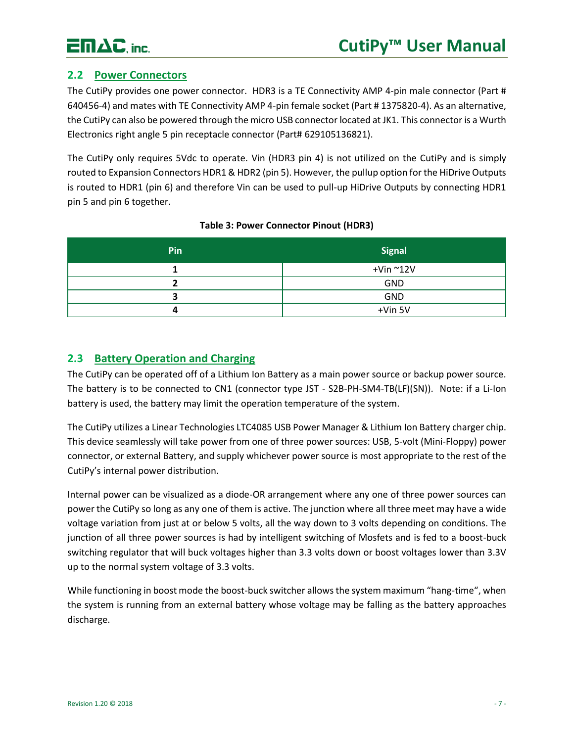## 2.2 Power Connectors

The CutiPy provides one power connector. HDR3 is a TE Connectivity AMP 4-pin male connector (Part # 640456-4) and mates with TE Connectivity AMP 4-pin female socket (Part # 1375820-4). As an alternative, the CutiPy can also be powered through the micro USB connector located at JK1. This connector is a Wurth Electronics right angle 5 pin receptacle connector (Part# 629105136821).

The CutiPy only requires 5Vdc to operate. Vin (HDR3 pin 4) is not utilized on the CutiPy and is simply routed to Expansion Connectors HDR1 & HDR2 (pin 5). However, the pullup option for the HiDrive Outputs is routed to HDR1 (pin 6) and therefore Vin can be used to pull-up HiDrive Outputs by connecting HDR1 pin 5 and pin 6 together.

**Table 3: Power Connector Pinout (HDR3)**

| Pin | Signal |
|---|---|
| 1 | +Vin ~12V |
| 2 | GND |
| 3 | GND |
| 4 | +Vin 5V |

## 2.3 Battery Operation and Charging

The CutiPy can be operated off of a Lithium Ion Battery as a main power source or backup power source. The battery is to be connected to CN1 (connector type JST - S2B-PH-SM4-TB(LF)(SN)). Note: if a Li-Ion battery is used, the battery may limit the operation temperature of the system.

The CutiPy utilizes a Linear Technologies LTC4085 USB Power Manager & Lithium Ion Battery charger chip. This device seamlessly will take power from one of three power sources: USB, 5-volt (Mini-Floppy) power connector, or external Battery, and supply whichever power source is most appropriate to the rest of the CutiPy's internal power distribution.

Internal power can be visualized as a diode-OR arrangement where any one of three power sources can power the CutiPy so long as any one of them is active. The junction where all three meet may have a wide voltage variation from just at or below 5 volts, all the way down to 3 volts depending on conditions. The junction of all three power sources is had by intelligent switching of Mosfets and is fed to a boost-buck switching regulator that will buck voltages higher than 3.3 volts down or boost voltages lower than 3.3V up to the normal system voltage of 3.3 volts.

While functioning in boost mode the boost-buck switcher allows the system maximum "hang-time", when the system is running from an external battery whose voltage may be falling as the battery approaches discharge.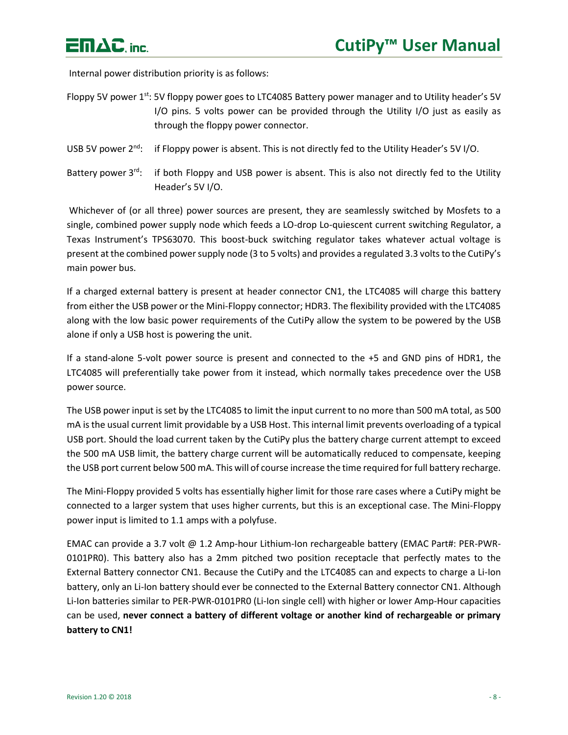Internal power distribution priority is as follows:

Floppy 5V power 1st: 5V floppy power goes to LTC4085 Battery power manager and to Utility header's 5V I/O pins. 5 volts power can be provided through the Utility I/O just as easily as through the floppy power connector.

USB 5V power 2nd: if Floppy power is absent. This is not directly fed to the Utility Header's 5V I/O.

Battery power 3rd: if both Floppy and USB power is absent. This is also not directly fed to the Utility Header's 5V I/O.

Whichever of (or all three) power sources are present, they are seamlessly switched by Mosfets to a single, combined power supply node which feeds a LO-drop Lo-quiescent current switching Regulator, a Texas Instrument's TPS63070. This boost-buck switching regulator takes whatever actual voltage is present at the combined power supply node (3 to 5 volts) and provides a regulated 3.3 volts to the CutiPy's main power bus.

If a charged external battery is present at header connector CN1, the LTC4085 will charge this battery from either the USB power or the Mini-Floppy connector; HDR3. The flexibility provided with the LTC4085 along with the low basic power requirements of the CutiPy allow the system to be powered by the USB alone if only a USB host is powering the unit.

If a stand-alone 5-volt power source is present and connected to the +5 and GND pins of HDR1, the LTC4085 will preferentially take power from it instead, which normally takes precedence over the USB power source.

The USB power input is set by the LTC4085 to limit the input current to no more than 500 mA total, as 500 mA is the usual current limit providable by a USB Host. This internal limit prevents overloading of a typical USB port. Should the load current taken by the CutiPy plus the battery charge current attempt to exceed the 500 mA USB limit, the battery charge current will be automatically reduced to compensate, keeping the USB port current below 500 mA. This will of course increase the time required for full battery recharge.

The Mini-Floppy provided 5 volts has essentially higher limit for those rare cases where a CutiPy might be connected to a larger system that uses higher currents, but this is an exceptional case. The Mini-Floppy power input is limited to 1.1 amps with a polyfuse.

EMAC can provide a 3.7 volt @ 1.2 Amp-hour Lithium-Ion rechargeable battery (EMAC Part#: PER-PWR-0101PR0). This battery also has a 2mm pitched two position receptacle that perfectly mates to the External Battery connector CN1. Because the CutiPy and the LTC4085 can and expects to charge a Li-Ion battery, only an Li-Ion battery should ever be connected to the External Battery connector CN1. Although Li-Ion batteries similar to PER-PWR-0101PR0 (Li-Ion single cell) with higher or lower Amp-Hour capacities can be used, **never connect a battery of different voltage or another kind of rechargeable or primary battery to CN1!**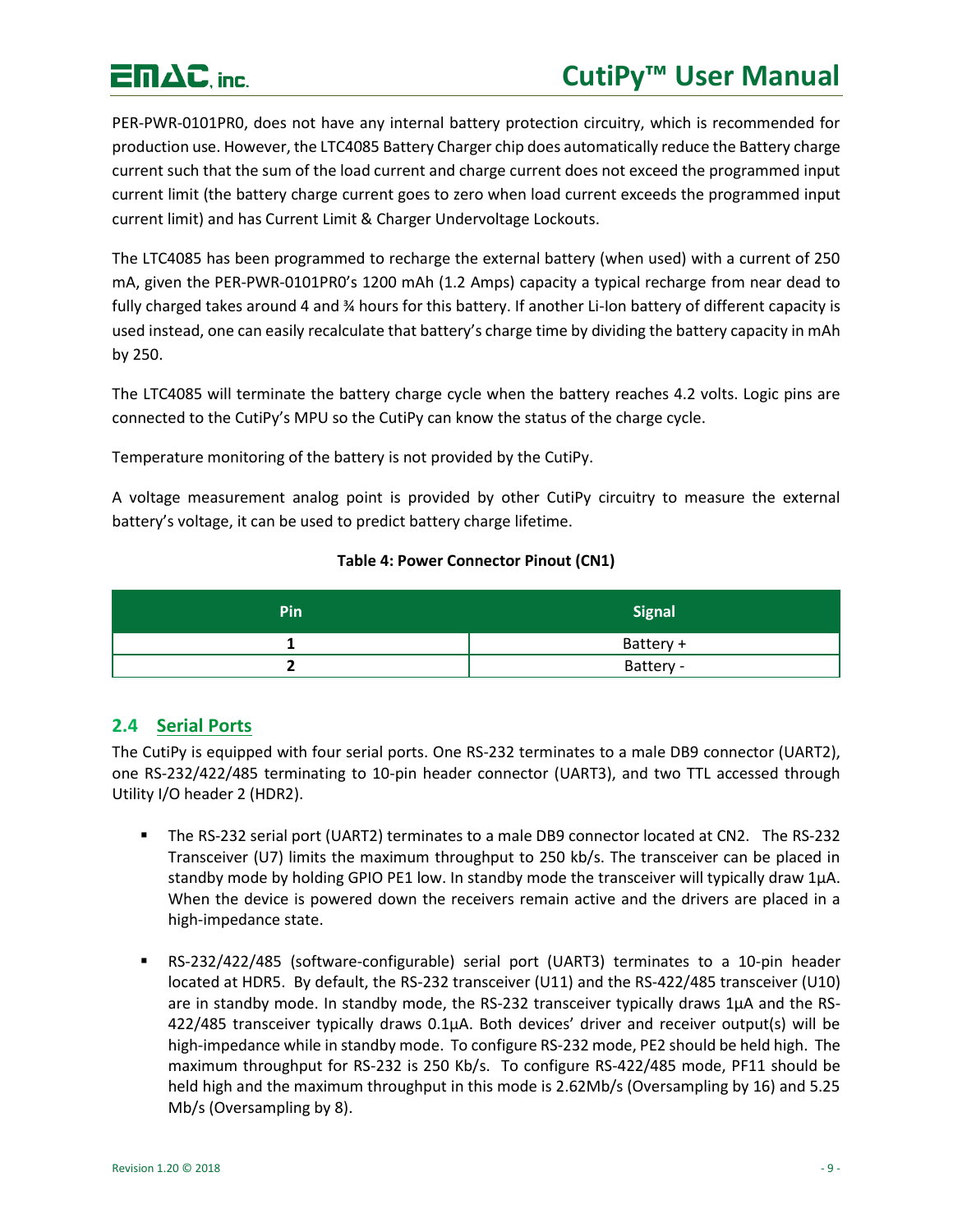PER-PWR-0101PR0, does not have any internal battery protection circuitry, which is recommended for production use. However, the LTC4085 Battery Charger chip does automatically reduce the Battery charge current such that the sum of the load current and charge current does not exceed the programmed input current limit (the battery charge current goes to zero when load current exceeds the programmed input current limit) and has Current Limit & Charger Undervoltage Lockouts.

The LTC4085 has been programmed to recharge the external battery (when used) with a current of 250 mA, given the PER-PWR-0101PR0's 1200 mAh (1.2 Amps) capacity a typical recharge from near dead to fully charged takes around 4 and ¾ hours for this battery. If another Li-Ion battery of different capacity is used instead, one can easily recalculate that battery's charge time by dividing the battery capacity in mAh by 250.

The LTC4085 will terminate the battery charge cycle when the battery reaches 4.2 volts. Logic pins are connected to the CutiPy's MPU so the CutiPy can know the status of the charge cycle.

Temperature monitoring of the battery is not provided by the CutiPy.

A voltage measurement analog point is provided by other CutiPy circuitry to measure the external battery's voltage, it can be used to predict battery charge lifetime.

**Table 4: Power Connector Pinout (CN1)**

| Pin | Signal |
|---|---|
| **1** | Battery + |
| **2** | Battery - |

## 2.4 Serial Ports

The CutiPy is equipped with four serial ports. One RS-232 terminates to a male DB9 connector (UART2), one RS-232/422/485 terminating to 10-pin header connector (UART3), and two TTL accessed through Utility I/O header 2 (HDR2).

- The RS-232 serial port (UART2) terminates to a male DB9 connector located at CN2. The RS-232 Transceiver (U7) limits the maximum throughput to 250 kb/s. The transceiver can be placed in standby mode by holding GPIO PE1 low. In standby mode the transceiver will typically draw 1µA. When the device is powered down the receivers remain active and the drivers are placed in a high-impedance state.

- RS-232/422/485 (software-configurable) serial port (UART3) terminates to a 10-pin header located at HDR5. By default, the RS-232 transceiver (U11) and the RS-422/485 transceiver (U10) are in standby mode. In standby mode, the RS-232 transceiver typically draws 1µA and the RS-422/485 transceiver typically draws 0.1µA. Both devices' driver and receiver output(s) will be high-impedance while in standby mode. To configure RS-232 mode, PE2 should be held high. The maximum throughput for RS-232 is 250 Kb/s. To configure RS-422/485 mode, PF11 should be held high and the maximum throughput in this mode is 2.62Mb/s (Oversampling by 16) and 5.25 Mb/s (Oversampling by 8).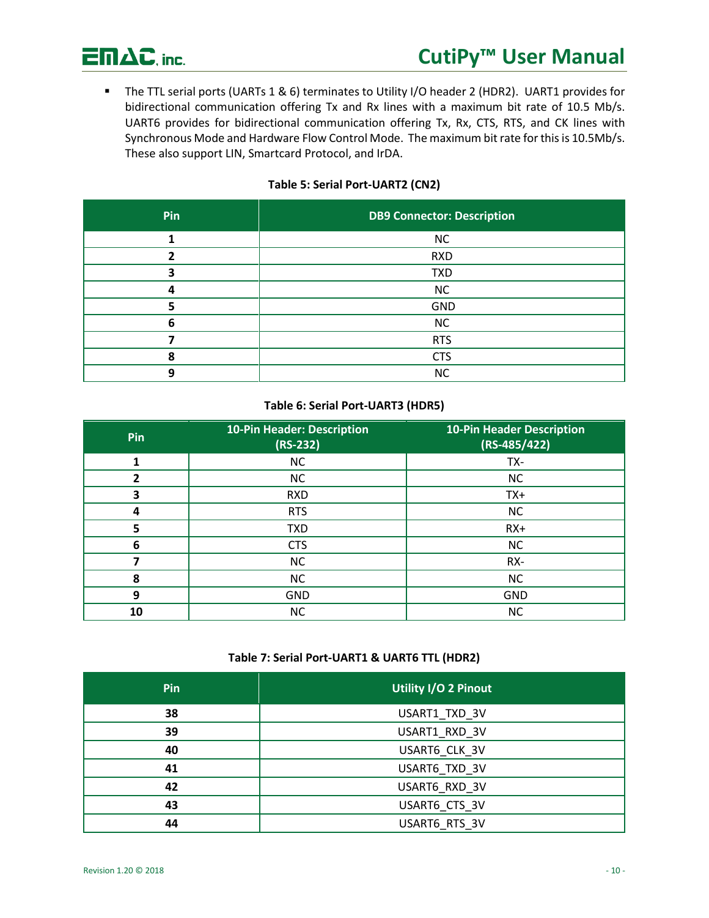- The TTL serial ports (UARTs 1 & 6) terminates to Utility I/O header 2 (HDR2). UART1 provides for bidirectional communication offering Tx and Rx lines with a maximum bit rate of 10.5 Mb/s. UART6 provides for bidirectional communication offering Tx, Rx, CTS, RTS, and CK lines with Synchronous Mode and Hardware Flow Control Mode. The maximum bit rate for this is 10.5Mb/s. These also support LIN, Smartcard Protocol, and IrDA.

**Table 5: Serial Port-UART2 (CN2)**

| Pin | DB9 Connector: Description |
|---|---|
| 1 | NC |
| 2 | RXD |
| 3 | TXD |
| 4 | NC |
| 5 | GND |
| 6 | NC |
| 7 | RTS |
| 8 | CTS |
| 9 | NC |

**Table 6: Serial Port-UART3 (HDR5)**

| Pin | 10-Pin Header: Description (RS-232) | 10-Pin Header Description (RS-485/422) |
|---|---|---|
| 1 | NC | TX- |
| 2 | NC | NC |
| 3 | RXD | TX+ |
| 4 | RTS | NC |
| 5 | TXD | RX+ |
| 6 | CTS | NC |
| 7 | NC | RX- |
| 8 | NC | NC |
| 9 | GND | GND |
| 10 | NC | NC |

**Table 7: Serial Port-UART1 & UART6 TTL (HDR2)**

| Pin | Utility I/O 2 Pinout |
|---|---|
| 38 | USART1_TXD_3V |
| 39 | USART1_RXD_3V |
| 40 | USART6_CLK_3V |
| 41 | USART6_TXD_3V |
| 42 | USART6_RXD_3V |
| 43 | USART6_CTS_3V |
| 44 | USART6_RTS_3V |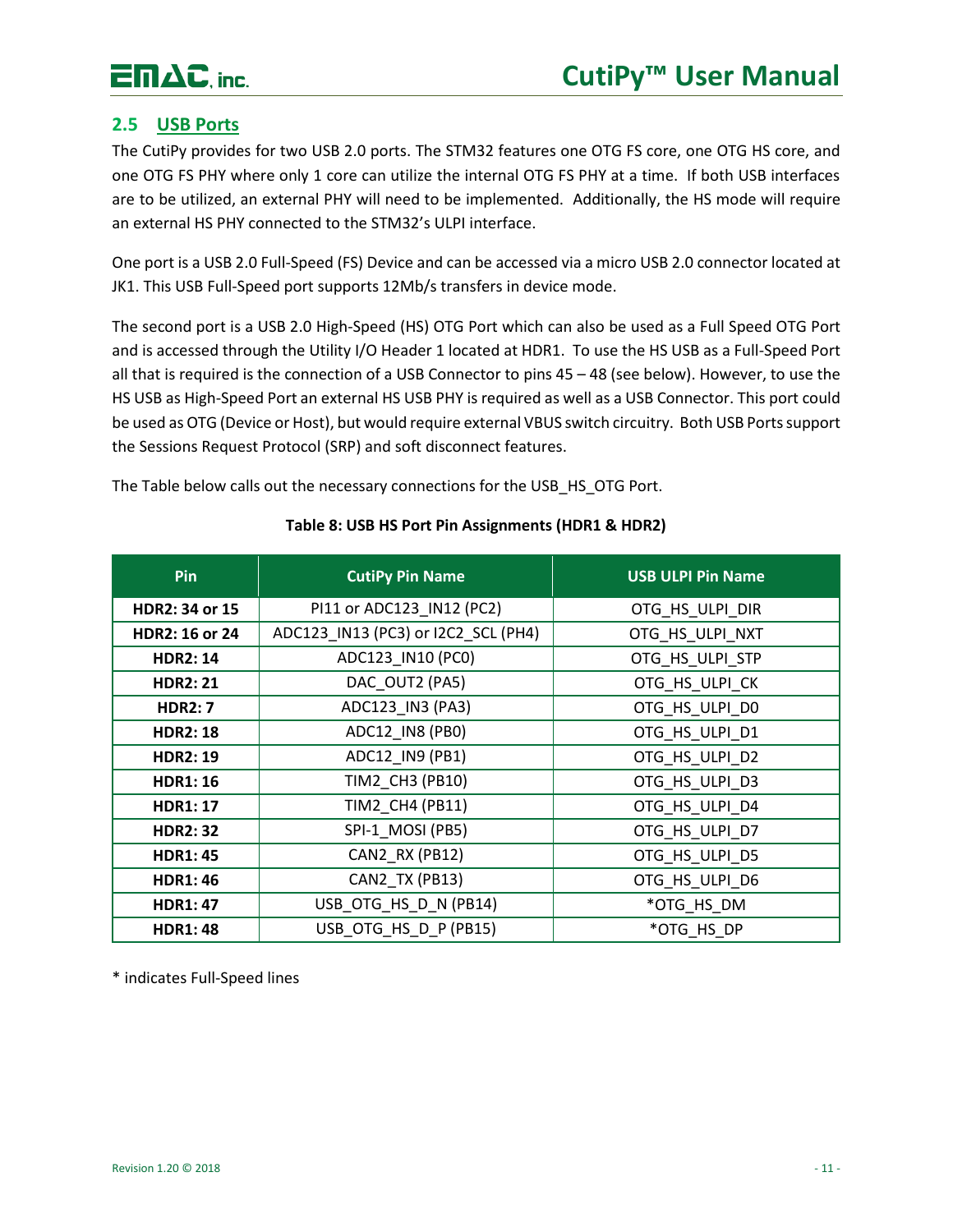## 2.5 USB Ports

The CutiPy provides for two USB 2.0 ports. The STM32 features one OTG FS core, one OTG HS core, and one OTG FS PHY where only 1 core can utilize the internal OTG FS PHY at a time. If both USB interfaces are to be utilized, an external PHY will need to be implemented. Additionally, the HS mode will require an external HS PHY connected to the STM32's ULPI interface.

One port is a USB 2.0 Full-Speed (FS) Device and can be accessed via a micro USB 2.0 connector located at JK1. This USB Full-Speed port supports 12Mb/s transfers in device mode.

The second port is a USB 2.0 High-Speed (HS) OTG Port which can also be used as a Full Speed OTG Port and is accessed through the Utility I/O Header 1 located at HDR1. To use the HS USB as a Full-Speed Port all that is required is the connection of a USB Connector to pins 45 – 48 (see below). However, to use the HS USB as High-Speed Port an external HS USB PHY is required as well as a USB Connector. This port could be used as OTG (Device or Host), but would require external VBUS switch circuitry. Both USB Ports support the Sessions Request Protocol (SRP) and soft disconnect features.

The Table below calls out the necessary connections for the USB_HS_OTG Port.

**Table 8: USB HS Port Pin Assignments (HDR1 & HDR2)**

| Pin | CutiPy Pin Name | USB ULPI Pin Name |
|---|---|---|
| **HDR2: 34 or 15** | PI11 or ADC123_IN12 (PC2) | OTG_HS_ULPI_DIR |
| **HDR2: 16 or 24** | ADC123_IN13 (PC3) or I2C2_SCL (PH4) | OTG_HS_ULPI_NXT |
| **HDR2: 14** | ADC123_IN10 (PC0) | OTG_HS_ULPI_STP |
| **HDR2: 21** | DAC_OUT2 (PA5) | OTG_HS_ULPI_CK |
| **HDR2: 7** | ADC123_IN3 (PA3) | OTG_HS_ULPI_D0 |
| **HDR2: 18** | ADC12_IN8 (PB0) | OTG_HS_ULPI_D1 |
| **HDR2: 19** | ADC12_IN9 (PB1) | OTG_HS_ULPI_D2 |
| **HDR1: 16** | TIM2_CH3 (PB10) | OTG_HS_ULPI_D3 |
| **HDR1: 17** | TIM2_CH4 (PB11) | OTG_HS_ULPI_D4 |
| **HDR2: 32** | SPI-1_MOSI (PB5) | OTG_HS_ULPI_D7 |
| **HDR1: 45** | CAN2_RX (PB12) | OTG_HS_ULPI_D5 |
| **HDR1: 46** | CAN2_TX (PB13) | OTG_HS_ULPI_D6 |
| **HDR1: 47** | USB_OTG_HS_D_N (PB14) | *OTG_HS_DM |
| **HDR1: 48** | USB_OTG_HS_D_P (PB15) | *OTG_HS_DP |

* indicates Full-Speed lines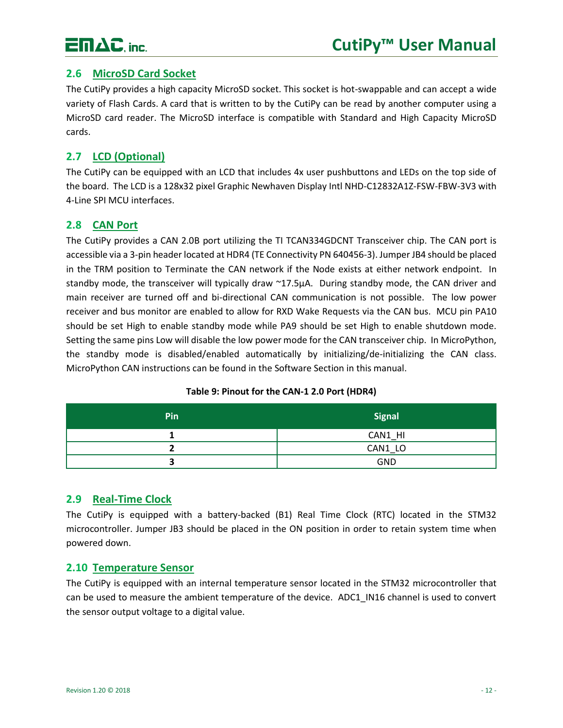## 2.6 MicroSD Card Socket

The CutiPy provides a high capacity MicroSD socket. This socket is hot-swappable and can accept a wide variety of Flash Cards. A card that is written to by the CutiPy can be read by another computer using a MicroSD card reader. The MicroSD interface is compatible with Standard and High Capacity MicroSD cards.

## 2.7 LCD (Optional)

The CutiPy can be equipped with an LCD that includes 4x user pushbuttons and LEDs on the top side of the board. The LCD is a 128x32 pixel Graphic Newhaven Display Intl NHD-C12832A1Z-FSW-FBW-3V3 with 4-Line SPI MCU interfaces.

## 2.8 CAN Port

The CutiPy provides a CAN 2.0B port utilizing the TI TCAN334GDCNT Transceiver chip. The CAN port is accessible via a 3-pin header located at HDR4 (TE Connectivity PN 640456-3). Jumper JB4 should be placed in the TRM position to Terminate the CAN network if the Node exists at either network endpoint. In standby mode, the transceiver will typically draw ~17.5µA. During standby mode, the CAN driver and main receiver are turned off and bi-directional CAN communication is not possible. The low power receiver and bus monitor are enabled to allow for RXD Wake Requests via the CAN bus. MCU pin PA10 should be set High to enable standby mode while PA9 should be set High to enable shutdown mode. Setting the same pins Low will disable the low power mode for the CAN transceiver chip. In MicroPython, the standby mode is disabled/enabled automatically by initializing/de-initializing the CAN class. MicroPython CAN instructions can be found in the Software Section in this manual.

**Table 9: Pinout for the CAN-1 2.0 Port (HDR4)**

| Pin | Signal |
|---|---|
| **1** | CAN1_HI |
| **2** | CAN1_LO |
| **3** | GND |

## 2.9 Real-Time Clock

The CutiPy is equipped with a battery-backed (B1) Real Time Clock (RTC) located in the STM32 microcontroller. Jumper JB3 should be placed in the ON position in order to retain system time when powered down.

## 2.10 Temperature Sensor

The CutiPy is equipped with an internal temperature sensor located in the STM32 microcontroller that can be used to measure the ambient temperature of the device. ADC1_IN16 channel is used to convert the sensor output voltage to a digital value.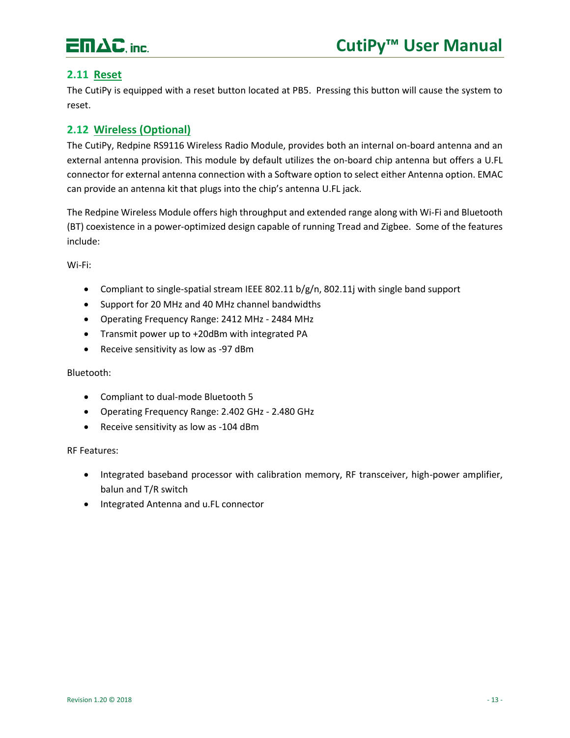## 2.11 Reset

The CutiPy is equipped with a reset button located at PB5. Pressing this button will cause the system to reset.

## 2.12 Wireless (Optional)

The CutiPy, Redpine RS9116 Wireless Radio Module, provides both an internal on-board antenna and an external antenna provision. This module by default utilizes the on-board chip antenna but offers a U.FL connector for external antenna connection with a Software option to select either Antenna option. EMAC can provide an antenna kit that plugs into the chip's antenna U.FL jack.

The Redpine Wireless Module offers high throughput and extended range along with Wi-Fi and Bluetooth (BT) coexistence in a power-optimized design capable of running Tread and Zigbee. Some of the features include:

Wi-Fi:

- Compliant to single-spatial stream IEEE 802.11 b/g/n, 802.11j with single band support
- Support for 20 MHz and 40 MHz channel bandwidths
- Operating Frequency Range: 2412 MHz - 2484 MHz
- Transmit power up to +20dBm with integrated PA
- Receive sensitivity as low as -97 dBm

Bluetooth:

- Compliant to dual-mode Bluetooth 5
- Operating Frequency Range: 2.402 GHz - 2.480 GHz
- Receive sensitivity as low as -104 dBm

RF Features:

- Integrated baseband processor with calibration memory, RF transceiver, high-power amplifier, balun and T/R switch
- Integrated Antenna and u.FL connector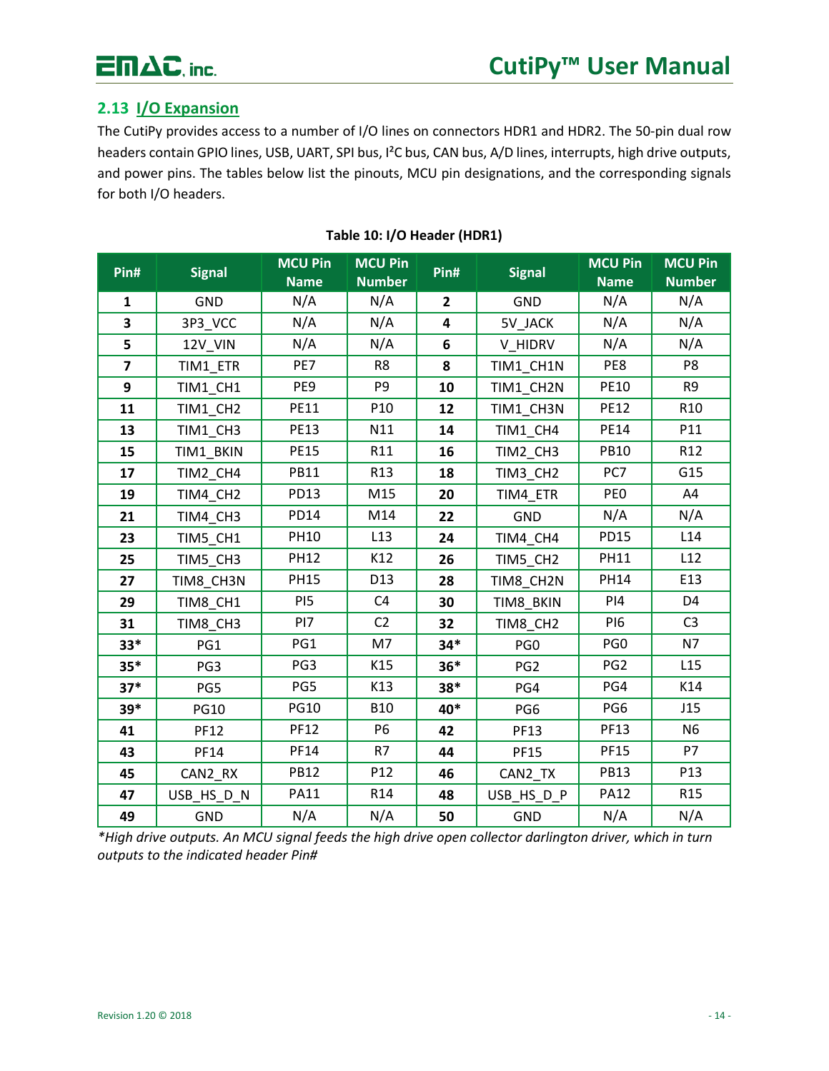## 2.13 I/O Expansion

The CutiPy provides access to a number of I/O lines on connectors HDR1 and HDR2. The 50-pin dual row headers contain GPIO lines, USB, UART, SPI bus, I²C bus, CAN bus, A/D lines, interrupts, high drive outputs, and power pins. The tables below list the pinouts, MCU pin designations, and the corresponding signals for both I/O headers.

**Table 10: I/O Header (HDR1)**

| Pin# | Signal | MCU Pin Name | MCU Pin Number | Pin# | Signal | MCU Pin Name | MCU Pin Number |
|---|---|---|---|---|---|---|---|
| **1** | GND | N/A | N/A | **2** | GND | N/A | N/A |
| **3** | 3P3_VCC | N/A | N/A | **4** | 5V_JACK | N/A | N/A |
| **5** | 12V_VIN | N/A | N/A | **6** | V_HIDRV | N/A | N/A |
| **7** | TIM1_ETR | PE7 | R8 | **8** | TIM1_CH1N | PE8 | P8 |
| **9** | TIM1_CH1 | PE9 | P9 | **10** | TIM1_CH2N | PE10 | R9 |
| **11** | TIM1_CH2 | PE11 | P10 | **12** | TIM1_CH3N | PE12 | R10 |
| **13** | TIM1_CH3 | PE13 | N11 | **14** | TIM1_CH4 | PE14 | P11 |
| **15** | TIM1_BKIN | PE15 | R11 | **16** | TIM2_CH3 | PB10 | R12 |
| **17** | TIM2_CH4 | PB11 | R13 | **18** | TIM3_CH2 | PC7 | G15 |
| **19** | TIM4_CH2 | PD13 | M15 | **20** | TIM4_ETR | PE0 | A4 |
| **21** | TIM4_CH3 | PD14 | M14 | **22** | GND | N/A | N/A |
| **23** | TIM5_CH1 | PH10 | L13 | **24** | TIM4_CH4 | PD15 | L14 |
| **25** | TIM5_CH3 | PH12 | K12 | **26** | TIM5_CH2 | PH11 | L12 |
| **27** | TIM8_CH3N | PH15 | D13 | **28** | TIM8_CH2N | PH14 | E13 |
| **29** | TIM8_CH1 | PI5 | C4 | **30** | TIM8_BKIN | PI4 | D4 |
| **31** | TIM8_CH3 | PI7 | C2 | **32** | TIM8_CH2 | PI6 | C3 |
| **33*** | PG1 | PG1 | M7 | **34*** | PG0 | PG0 | N7 |
| **35*** | PG3 | PG3 | K15 | **36*** | PG2 | PG2 | L15 |
| **37*** | PG5 | PG5 | K13 | **38*** | PG4 | PG4 | K14 |
| **39*** | PG10 | PG10 | B10 | **40*** | PG6 | PG6 | J15 |
| **41** | PF12 | PF12 | P6 | **42** | PF13 | PF13 | N6 |
| **43** | PF14 | PF14 | R7 | **44** | PF15 | PF15 | P7 |
| **45** | CAN2_RX | PB12 | P12 | **46** | CAN2_TX | PB13 | P13 |
| **47** | USB_HS_D_N | PA11 | R14 | **48** | USB_HS_D_P | PA12 | R15 |
| **49** | GND | N/A | N/A | **50** | GND | N/A | N/A |

*\*High drive outputs. An MCU signal feeds the high drive open collector darlington driver, which in turn outputs to the indicated header Pin#*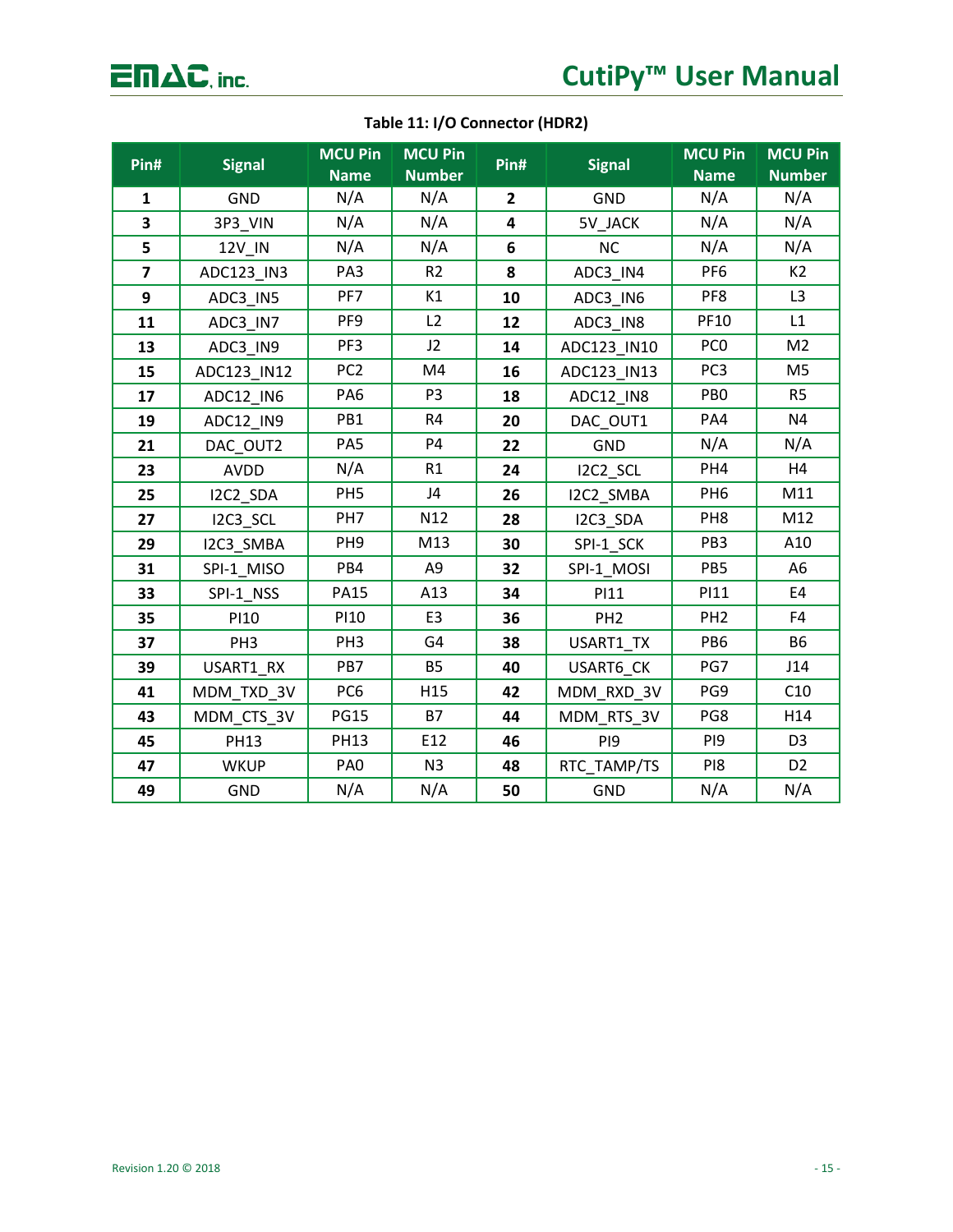**Table 11: I/O Connector (HDR2)**

| Pin# | Signal | MCU Pin Name | MCU Pin Number | Pin# | Signal | MCU Pin Name | MCU Pin Number |
|---|---|---|---|---|---|---|---|
| **1** | GND | N/A | N/A | **2** | GND | N/A | N/A |
| **3** | 3P3_VIN | N/A | N/A | **4** | 5V_JACK | N/A | N/A |
| **5** | 12V_IN | N/A | N/A | **6** | NC | N/A | N/A |
| **7** | ADC123_IN3 | PA3 | R2 | **8** | ADC3_IN4 | PF6 | K2 |
| **9** | ADC3_IN5 | PF7 | K1 | **10** | ADC3_IN6 | PF8 | L3 |
| **11** | ADC3_IN7 | PF9 | L2 | **12** | ADC3_IN8 | PF10 | L1 |
| **13** | ADC3_IN9 | PF3 | J2 | **14** | ADC123_IN10 | PC0 | M2 |
| **15** | ADC123_IN12 | PC2 | M4 | **16** | ADC123_IN13 | PC3 | M5 |
| **17** | ADC12_IN6 | PA6 | P3 | **18** | ADC12_IN8 | PB0 | R5 |
| **19** | ADC12_IN9 | PB1 | R4 | **20** | DAC_OUT1 | PA4 | N4 |
| **21** | DAC_OUT2 | PA5 | P4 | **22** | GND | N/A | N/A |
| **23** | AVDD | N/A | R1 | **24** | I2C2_SCL | PH4 | H4 |
| **25** | I2C2_SDA | PH5 | J4 | **26** | I2C2_SMBA | PH6 | M11 |
| **27** | I2C3_SCL | PH7 | N12 | **28** | I2C3_SDA | PH8 | M12 |
| **29** | I2C3_SMBA | PH9 | M13 | **30** | SPI-1_SCK | PB3 | A10 |
| **31** | SPI-1_MISO | PB4 | A9 | **32** | SPI-1_MOSI | PB5 | A6 |
| **33** | SPI-1_NSS | PA15 | A13 | **34** | PI11 | PI11 | E4 |
| **35** | PI10 | PI10 | E3 | **36** | PH2 | PH2 | F4 |
| **37** | PH3 | PH3 | G4 | **38** | USART1_TX | PB6 | B6 |
| **39** | USART1_RX | PB7 | B5 | **40** | USART6_CK | PG7 | J14 |
| **41** | MDM_TXD_3V | PC6 | H15 | **42** | MDM_RXD_3V | PG9 | C10 |
| **43** | MDM_CTS_3V | PG15 | B7 | **44** | MDM_RTS_3V | PG8 | H14 |
| **45** | PH13 | PH13 | E12 | **46** | PI9 | PI9 | D3 |
| **47** | WKUP | PA0 | N3 | **48** | RTC_TAMP/TS | PI8 | D2 |
| **49** | GND | N/A | N/A | **50** | GND | N/A | N/A |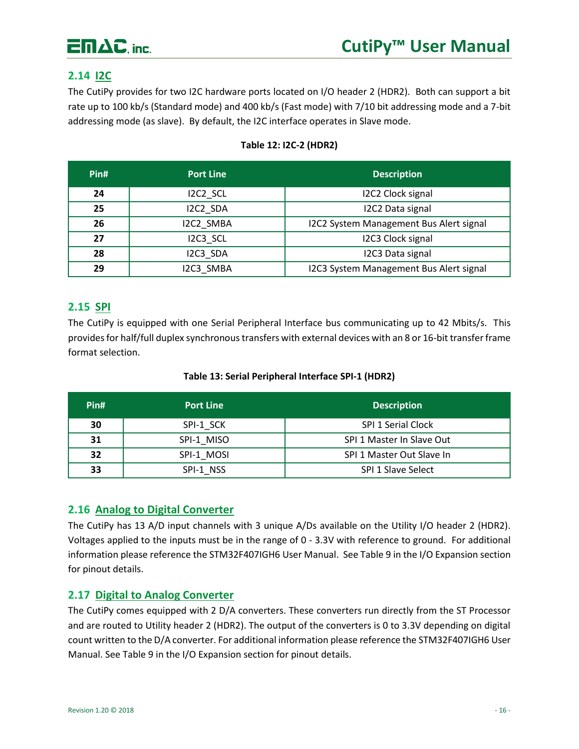## 2.14 I2C

The CutiPy provides for two I2C hardware ports located on I/O header 2 (HDR2). Both can support a bit rate up to 100 kb/s (Standard mode) and 400 kb/s (Fast mode) with 7/10 bit addressing mode and a 7-bit addressing mode (as slave). By default, the I2C interface operates in Slave mode.

**Table 12: I2C-2 (HDR2)**

| Pin# | Port Line | Description |
|---|---|---|
| **24** | I2C2_SCL | I2C2 Clock signal |
| **25** | I2C2_SDA | I2C2 Data signal |
| **26** | I2C2_SMBA | I2C2 System Management Bus Alert signal |
| **27** | I2C3_SCL | I2C3 Clock signal |
| **28** | I2C3_SDA | I2C3 Data signal |
| **29** | I2C3_SMBA | I2C3 System Management Bus Alert signal |

## 2.15 SPI

The CutiPy is equipped with one Serial Peripheral Interface bus communicating up to 42 Mbits/s. This provides for half/full duplex synchronous transfers with external devices with an 8 or 16-bit transfer frame format selection.

**Table 13: Serial Peripheral Interface SPI-1 (HDR2)**

| Pin# | Port Line | Description |
|---|---|---|
| **30** | SPI-1_SCK | SPI 1 Serial Clock |
| **31** | SPI-1_MISO | SPI 1 Master In Slave Out |
| **32** | SPI-1_MOSI | SPI 1 Master Out Slave In |
| **33** | SPI-1_NSS | SPI 1 Slave Select |

## 2.16 Analog to Digital Converter

The CutiPy has 13 A/D input channels with 3 unique A/Ds available on the Utility I/O header 2 (HDR2). Voltages applied to the inputs must be in the range of 0 - 3.3V with reference to ground. For additional information please reference the STM32F407IGH6 User Manual. See Table 9 in the I/O Expansion section for pinout details.

## 2.17 Digital to Analog Converter

The CutiPy comes equipped with 2 D/A converters. These converters run directly from the ST Processor and are routed to Utility header 2 (HDR2). The output of the converters is 0 to 3.3V depending on digital count written to the D/A converter. For additional information please reference the STM32F407IGH6 User Manual. See Table 9 in the I/O Expansion section for pinout details.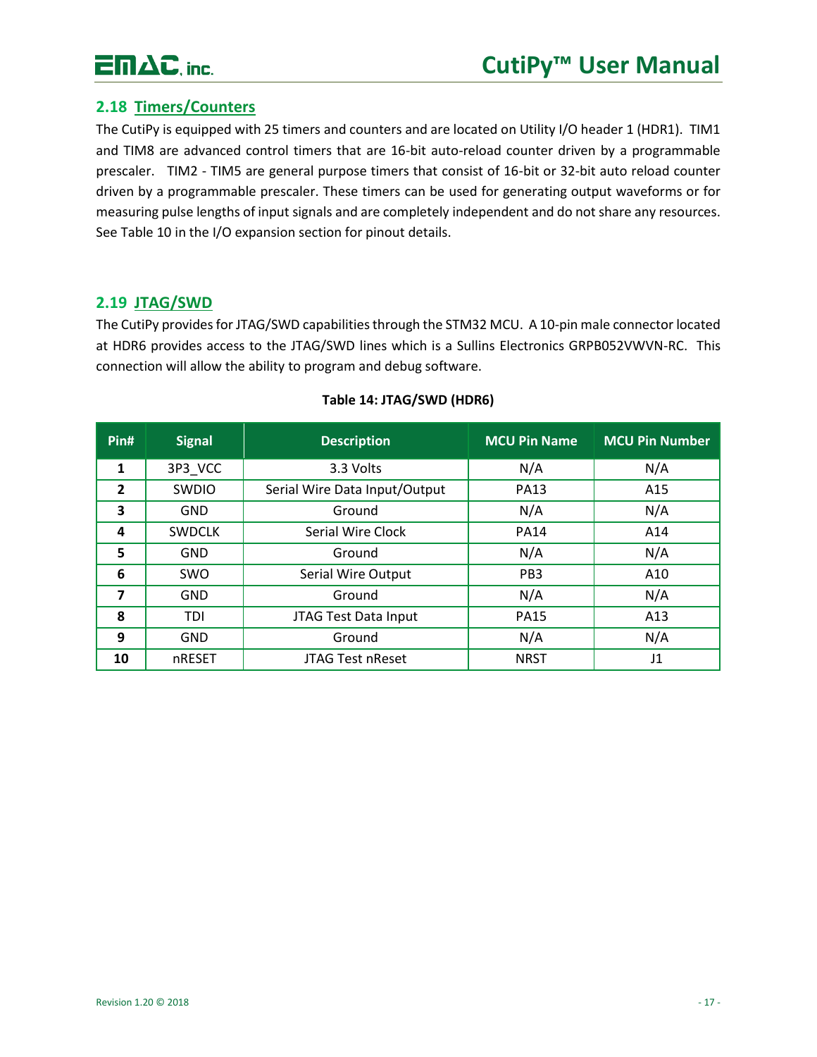## 2.18 Timers/Counters

The CutiPy is equipped with 25 timers and counters and are located on Utility I/O header 1 (HDR1). TIM1 and TIM8 are advanced control timers that are 16-bit auto-reload counter driven by a programmable prescaler. TIM2 - TIM5 are general purpose timers that consist of 16-bit or 32-bit auto reload counter driven by a programmable prescaler. These timers can be used for generating output waveforms or for measuring pulse lengths of input signals and are completely independent and do not share any resources. See Table 10 in the I/O expansion section for pinout details.

## 2.19 JTAG/SWD

The CutiPy provides for JTAG/SWD capabilities through the STM32 MCU. A 10-pin male connector located at HDR6 provides access to the JTAG/SWD lines which is a Sullins Electronics GRPB052VWVN-RC. This connection will allow the ability to program and debug software.

**Table 14: JTAG/SWD (HDR6)**

| Pin# | Signal | Description | MCU Pin Name | MCU Pin Number |
|---|---|---|---|---|
| **1** | 3P3_VCC | 3.3 Volts | N/A | N/A |
| **2** | SWDIO | Serial Wire Data Input/Output | PA13 | A15 |
| **3** | GND | Ground | N/A | N/A |
| **4** | SWDCLK | Serial Wire Clock | PA14 | A14 |
| **5** | GND | Ground | N/A | N/A |
| **6** | SWO | Serial Wire Output | PB3 | A10 |
| **7** | GND | Ground | N/A | N/A |
| **8** | TDI | JTAG Test Data Input | PA15 | A13 |
| **9** | GND | Ground | N/A | N/A |
| **10** | nRESET | JTAG Test nReset | NRST | J1 |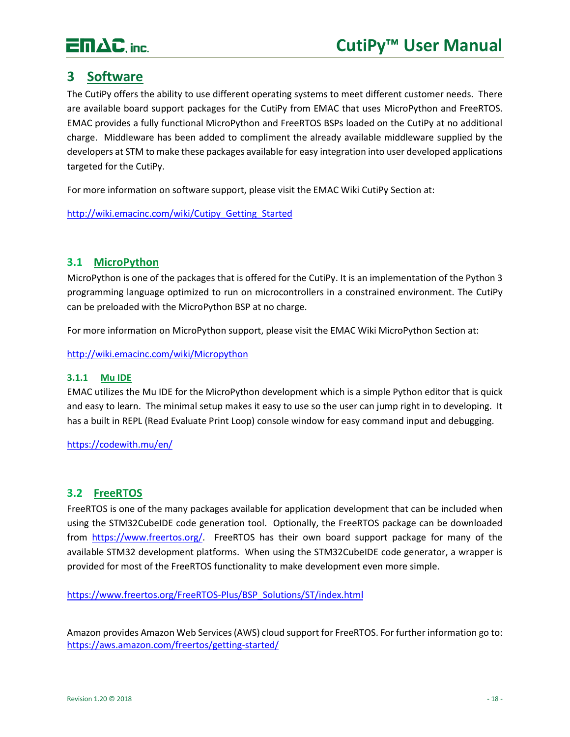# 3 Software

The CutiPy offers the ability to use different operating systems to meet different customer needs. There are available board support packages for the CutiPy from EMAC that uses MicroPython and FreeRTOS. EMAC provides a fully functional MicroPython and FreeRTOS BSPs loaded on the CutiPy at no additional charge. Middleware has been added to compliment the already available middleware supplied by the developers at STM to make these packages available for easy integration into user developed applications targeted for the CutiPy.

For more information on software support, please visit the EMAC Wiki CutiPy Section at:

http://wiki.emacinc.com/wiki/Cutipy_Getting_Started

## 3.1 MicroPython

MicroPython is one of the packages that is offered for the CutiPy. It is an implementation of the Python 3 programming language optimized to run on microcontrollers in a constrained environment. The CutiPy can be preloaded with the MicroPython BSP at no charge.

For more information on MicroPython support, please visit the EMAC Wiki MicroPython Section at:

http://wiki.emacinc.com/wiki/Micropython

### 3.1.1 Mu IDE

EMAC utilizes the Mu IDE for the MicroPython development which is a simple Python editor that is quick and easy to learn. The minimal setup makes it easy to use so the user can jump right in to developing. It has a built in REPL (Read Evaluate Print Loop) console window for easy command input and debugging.

https://codewith.mu/en/

## 3.2 FreeRTOS

FreeRTOS is one of the many packages available for application development that can be included when using the STM32CubeIDE code generation tool. Optionally, the FreeRTOS package can be downloaded from https://www.freertos.org/. FreeRTOS has their own board support package for many of the available STM32 development platforms. When using the STM32CubeIDE code generator, a wrapper is provided for most of the FreeRTOS functionality to make development even more simple.

https://www.freertos.org/FreeRTOS-Plus/BSP_Solutions/ST/index.html

Amazon provides Amazon Web Services (AWS) cloud support for FreeRTOS. For further information go to:
https://aws.amazon.com/freertos/getting-started/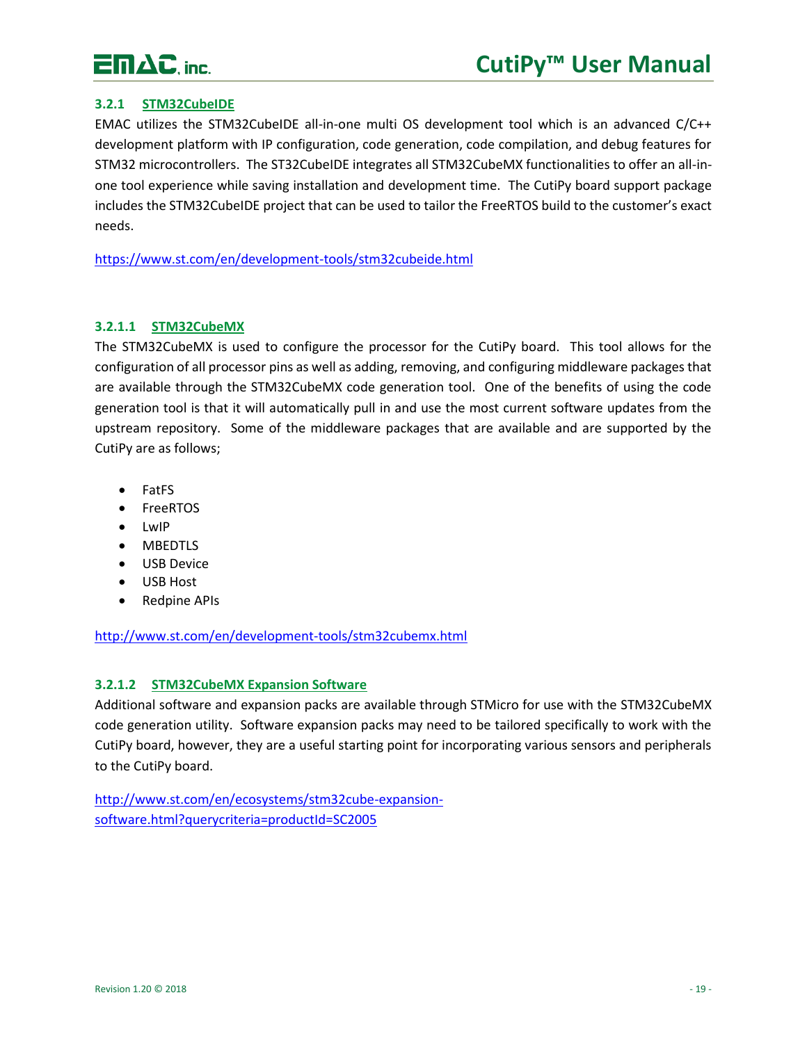### 3.2.1 STM32CubeIDE

EMAC utilizes the STM32CubeIDE all-in-one multi OS development tool which is an advanced C/C++ development platform with IP configuration, code generation, code compilation, and debug features for STM32 microcontrollers. The ST32CubeIDE integrates all STM32CubeMX functionalities to offer an all-in-one tool experience while saving installation and development time. The CutiPy board support package includes the STM32CubeIDE project that can be used to tailor the FreeRTOS build to the customer's exact needs.

https://www.st.com/en/development-tools/stm32cubeide.html

#### 3.2.1.1 STM32CubeMX

The STM32CubeMX is used to configure the processor for the CutiPy board. This tool allows for the configuration of all processor pins as well as adding, removing, and configuring middleware packages that are available through the STM32CubeMX code generation tool. One of the benefits of using the code generation tool is that it will automatically pull in and use the most current software updates from the upstream repository. Some of the middleware packages that are available and are supported by the CutiPy are as follows;

- FatFS
- FreeRTOS
- LwIP
- MBEDTLS
- USB Device
- USB Host
- Redpine APIs

http://www.st.com/en/development-tools/stm32cubemx.html

#### 3.2.1.2 STM32CubeMX Expansion Software

Additional software and expansion packs are available through STMicro for use with the STM32CubeMX code generation utility. Software expansion packs may need to be tailored specifically to work with the CutiPy board, however, they are a useful starting point for incorporating various sensors and peripherals to the CutiPy board.

http://www.st.com/en/ecosystems/stm32cube-expansion-software.html?querycriteria=productId=SC2005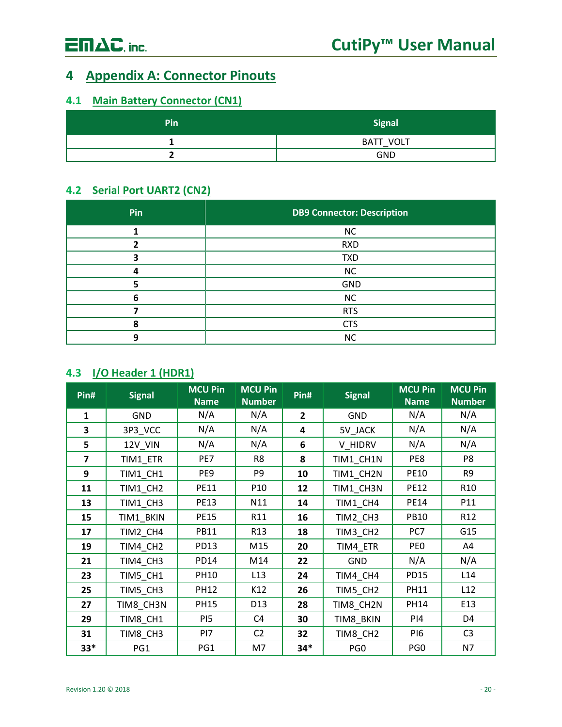# 4 Appendix A: Connector Pinouts

## 4.1 Main Battery Connector (CN1)

| Pin | Signal |
|---|---|
| 1 | BATT_VOLT |
| 2 | GND |

## 4.2 Serial Port UART2 (CN2)

| Pin | DB9 Connector: Description |
|---|---|
| 1 | NC |
| 2 | RXD |
| 3 | TXD |
| 4 | NC |
| 5 | GND |
| 6 | NC |
| 7 | RTS |
| 8 | CTS |
| 9 | NC |

## 4.3 I/O Header 1 (HDR1)

| Pin# | Signal | MCU Pin Name | MCU Pin Number | Pin# | Signal | MCU Pin Name | MCU Pin Number |
|---|---|---|---|---|---|---|---|
| 1 | GND | N/A | N/A | 2 | GND | N/A | N/A |
| 3 | 3P3_VCC | N/A | N/A | 4 | 5V_JACK | N/A | N/A |
| 5 | 12V_VIN | N/A | N/A | 6 | V_HIDRV | N/A | N/A |
| 7 | TIM1_ETR | PE7 | R8 | 8 | TIM1_CH1N | PE8 | P8 |
| 9 | TIM1_CH1 | PE9 | P9 | 10 | TIM1_CH2N | PE10 | R9 |
| 11 | TIM1_CH2 | PE11 | P10 | 12 | TIM1_CH3N | PE12 | R10 |
| 13 | TIM1_CH3 | PE13 | N11 | 14 | TIM1_CH4 | PE14 | P11 |
| 15 | TIM1_BKIN | PE15 | R11 | 16 | TIM2_CH3 | PB10 | R12 |
| 17 | TIM2_CH4 | PB11 | R13 | 18 | TIM3_CH2 | PC7 | G15 |
| 19 | TIM4_CH2 | PD13 | M15 | 20 | TIM4_ETR | PE0 | A4 |
| 21 | TIM4_CH3 | PD14 | M14 | 22 | GND | N/A | N/A |
| 23 | TIM5_CH1 | PH10 | L13 | 24 | TIM4_CH4 | PD15 | L14 |
| 25 | TIM5_CH3 | PH12 | K12 | 26 | TIM5_CH2 | PH11 | L12 |
| 27 | TIM8_CH3N | PH15 | D13 | 28 | TIM8_CH2N | PH14 | E13 |
| 29 | TIM8_CH1 | PI5 | C4 | 30 | TIM8_BKIN | PI4 | D4 |
| 31 | TIM8_CH3 | PI7 | C2 | 32 | TIM8_CH2 | PI6 | C3 |
| 33* | PG1 | PG1 | M7 | 34* | PG0 | PG0 | N7 |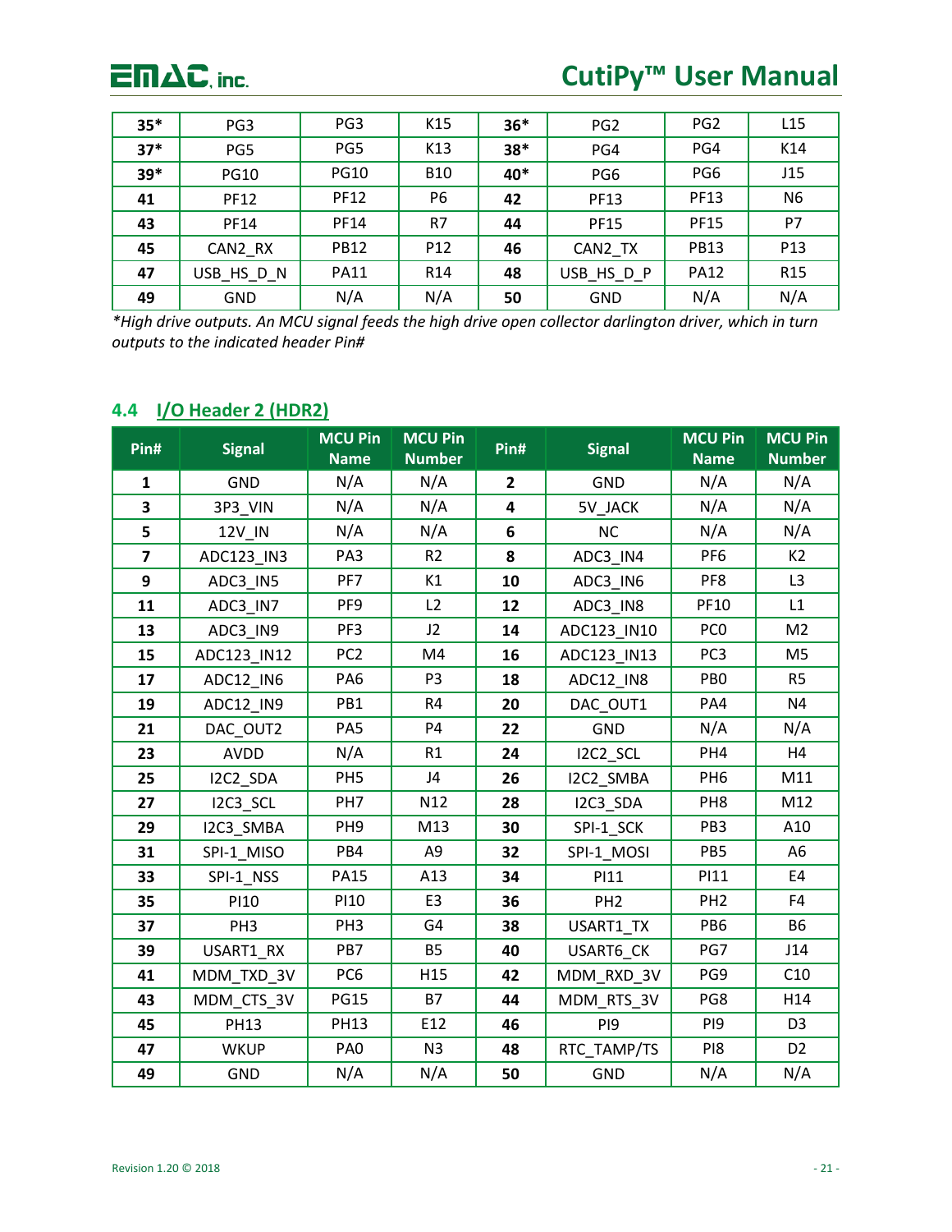| 35* | PG3 | PG3 | K15 | 36* | PG2 | PG2 | L15 |
|---|---|---|---|---|---|---|---|
| 37* | PG5 | PG5 | K13 | 38* | PG4 | PG4 | K14 |
| 39* | PG10 | PG10 | B10 | 40* | PG6 | PG6 | J15 |
| 41 | PF12 | PF12 | P6 | 42 | PF13 | PF13 | N6 |
| 43 | PF14 | PF14 | R7 | 44 | PF15 | PF15 | P7 |
| 45 | CAN2_RX | PB12 | P12 | 46 | CAN2_TX | PB13 | P13 |
| 47 | USB_HS_D_N | PA11 | R14 | 48 | USB_HS_D_P | PA12 | R15 |
| 49 | GND | N/A | N/A | 50 | GND | N/A | N/A |

*\*High drive outputs. An MCU signal feeds the high drive open collector darlington driver, which in turn outputs to the indicated header Pin#*

## 4.4 I/O Header 2 (HDR2)

| Pin# | Signal | MCU Pin Name | MCU Pin Number | Pin# | Signal | MCU Pin Name | MCU Pin Number |
|---|---|---|---|---|---|---|---|
| 1 | GND | N/A | N/A | 2 | GND | N/A | N/A |
| 3 | 3P3_VIN | N/A | N/A | 4 | 5V_JACK | N/A | N/A |
| 5 | 12V_IN | N/A | N/A | 6 | NC | N/A | N/A |
| 7 | ADC123_IN3 | PA3 | R2 | 8 | ADC3_IN4 | PF6 | K2 |
| 9 | ADC3_IN5 | PF7 | K1 | 10 | ADC3_IN6 | PF8 | L3 |
| 11 | ADC3_IN7 | PF9 | L2 | 12 | ADC3_IN8 | PF10 | L1 |
| 13 | ADC3_IN9 | PF3 | J2 | 14 | ADC123_IN10 | PC0 | M2 |
| 15 | ADC123_IN12 | PC2 | M4 | 16 | ADC123_IN13 | PC3 | M5 |
| 17 | ADC12_IN6 | PA6 | P3 | 18 | ADC12_IN8 | PB0 | R5 |
| 19 | ADC12_IN9 | PB1 | R4 | 20 | DAC_OUT1 | PA4 | N4 |
| 21 | DAC_OUT2 | PA5 | P4 | 22 | GND | N/A | N/A |
| 23 | AVDD | N/A | R1 | 24 | I2C2_SCL | PH4 | H4 |
| 25 | I2C2_SDA | PH5 | J4 | 26 | I2C2_SMBA | PH6 | M11 |
| 27 | I2C3_SCL | PH7 | N12 | 28 | I2C3_SDA | PH8 | M12 |
| 29 | I2C3_SMBA | PH9 | M13 | 30 | SPI-1_SCK | PB3 | A10 |
| 31 | SPI-1_MISO | PB4 | A9 | 32 | SPI-1_MOSI | PB5 | A6 |
| 33 | SPI-1_NSS | PA15 | A13 | 34 | PI11 | PI11 | E4 |
| 35 | PI10 | PI10 | E3 | 36 | PH2 | PH2 | F4 |
| 37 | PH3 | PH3 | G4 | 38 | USART1_TX | PB6 | B6 |
| 39 | USART1_RX | PB7 | B5 | 40 | USART6_CK | PG7 | J14 |
| 41 | MDM_TXD_3V | PC6 | H15 | 42 | MDM_RXD_3V | PG9 | C10 |
| 43 | MDM_CTS_3V | PG15 | B7 | 44 | MDM_RTS_3V | PG8 | H14 |
| 45 | PH13 | PH13 | E12 | 46 | PI9 | PI9 | D3 |
| 47 | WKUP | PA0 | N3 | 48 | RTC_TAMP/TS | PI8 | D2 |
| 49 | GND | N/A | N/A | 50 | GND | N/A | N/A |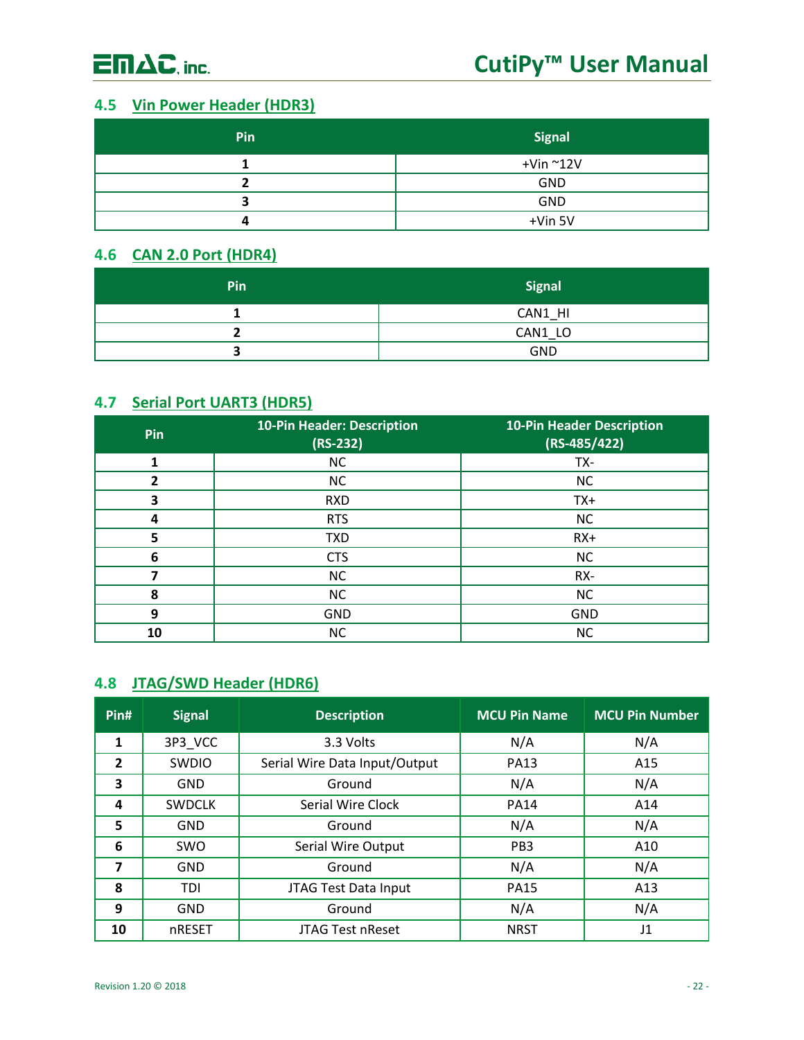## 4.5 Vin Power Header (HDR3)

| Pin | Signal |
|---|---|
| 1 | +Vin ~12V |
| 2 | GND |
| 3 | GND |
| 4 | +Vin 5V |

## 4.6 CAN 2.0 Port (HDR4)

| Pin | Signal |
|---|---|
| 1 | CAN1_HI |
| 2 | CAN1_LO |
| 3 | GND |

## 4.7 Serial Port UART3 (HDR5)

| Pin | 10-Pin Header: Description (RS-232) | 10-Pin Header Description (RS-485/422) |
|---|---|---|
| 1 | NC | TX- |
| 2 | NC | NC |
| 3 | RXD | TX+ |
| 4 | RTS | NC |
| 5 | TXD | RX+ |
| 6 | CTS | NC |
| 7 | NC | RX- |
| 8 | NC | NC |
| 9 | GND | GND |
| 10 | NC | NC |

## 4.8 JTAG/SWD Header (HDR6)

| Pin# | Signal | Description | MCU Pin Name | MCU Pin Number |
|---|---|---|---|---|
| 1 | 3P3_VCC | 3.3 Volts | N/A | N/A |
| 2 | SWDIO | Serial Wire Data Input/Output | PA13 | A15 |
| 3 | GND | Ground | N/A | N/A |
| 4 | SWDCLK | Serial Wire Clock | PA14 | A14 |
| 5 | GND | Ground | N/A | N/A |
| 6 | SWO | Serial Wire Output | PB3 | A10 |
| 7 | GND | Ground | N/A | N/A |
| 8 | TDI | JTAG Test Data Input | PA15 | A13 |
| 9 | GND | Ground | N/A | N/A |
| 10 | nRESET | JTAG Test nReset | NRST | J1 |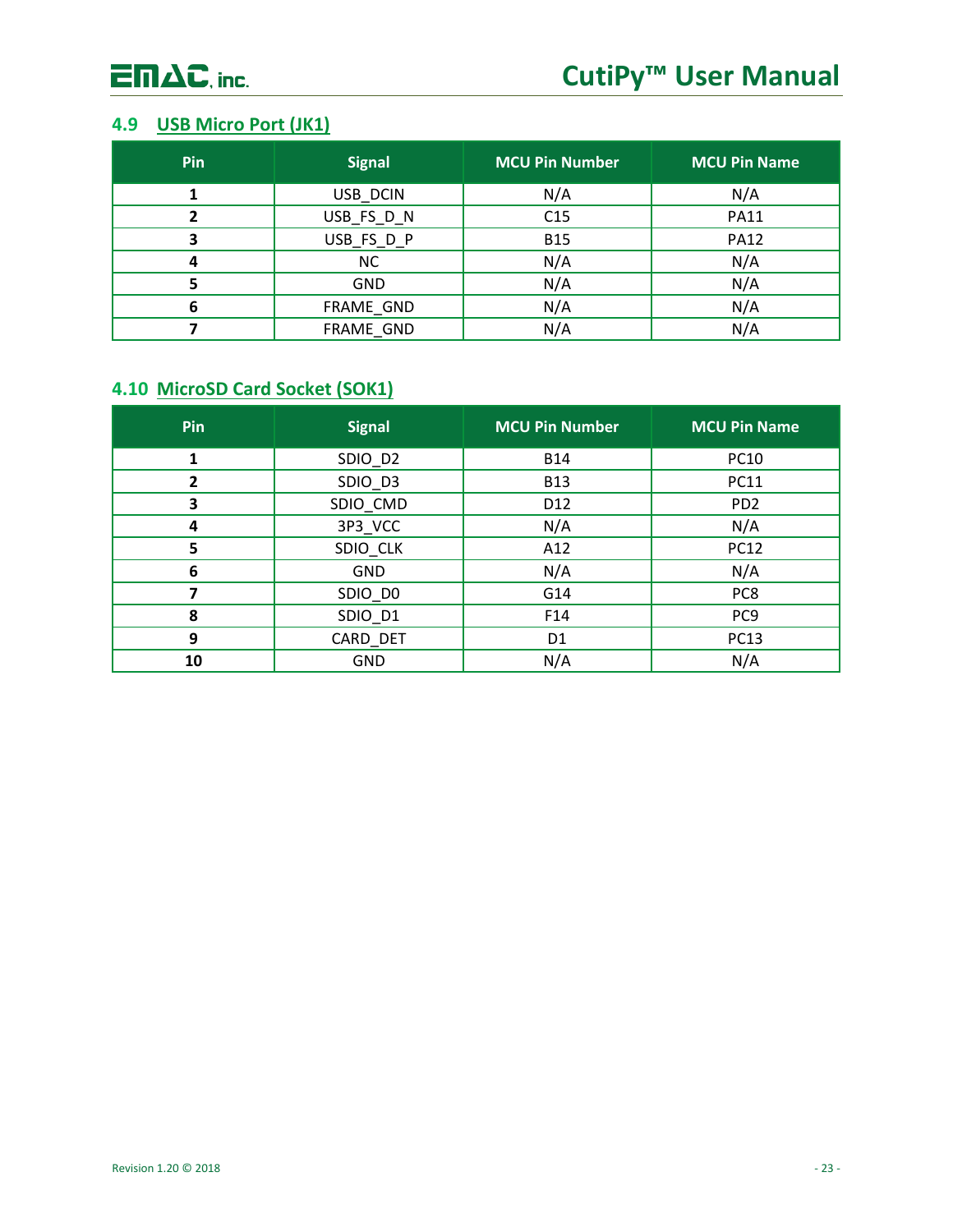## 4.9 USB Micro Port (JK1)

| Pin | Signal | MCU Pin Number | MCU Pin Name |
|---|---|---|---|
| 1 | USB_DCIN | N/A | N/A |
| 2 | USB_FS_D_N | C15 | PA11 |
| 3 | USB_FS_D_P | B15 | PA12 |
| 4 | NC | N/A | N/A |
| 5 | GND | N/A | N/A |
| 6 | FRAME_GND | N/A | N/A |
| 7 | FRAME_GND | N/A | N/A |

## 4.10 MicroSD Card Socket (SOK1)

| Pin | Signal | MCU Pin Number | MCU Pin Name |
|---|---|---|---|
| 1 | SDIO_D2 | B14 | PC10 |
| 2 | SDIO_D3 | B13 | PC11 |
| 3 | SDIO_CMD | D12 | PD2 |
| 4 | 3P3_VCC | N/A | N/A |
| 5 | SDIO_CLK | A12 | PC12 |
| 6 | GND | N/A | N/A |
| 7 | SDIO_D0 | G14 | PC8 |
| 8 | SDIO_D1 | F14 | PC9 |
| 9 | CARD_DET | D1 | PC13 |
| 10 | GND | N/A | N/A |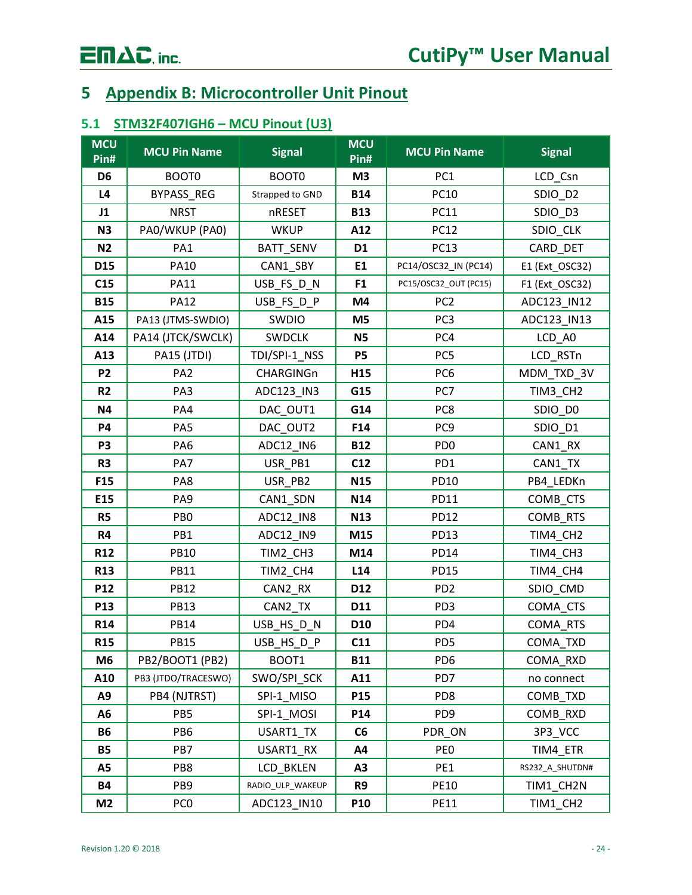# 5 Appendix B: Microcontroller Unit Pinout

## 5.1 STM32F407IGH6 – MCU Pinout (U3)

| MCU Pin# | MCU Pin Name | Signal | MCU Pin# | MCU Pin Name | Signal |
|---|---|---|---|---|---|
| **D6** | BOOT0 | BOOT0 | **M3** | PC1 | LCD_Csn |
| **L4** | BYPASS_REG | Strapped to GND | **B14** | PC10 | SDIO_D2 |
| **J1** | NRST | nRESET | **B13** | PC11 | SDIO_D3 |
| **N3** | PA0/WKUP (PA0) | WKUP | **A12** | PC12 | SDIO_CLK |
| **N2** | PA1 | BATT_SENV | **D1** | PC13 | CARD_DET |
| **D15** | PA10 | CAN1_SBY | **E1** | PC14/OSC32_IN (PC14) | E1 (Ext_OSC32) |
| **C15** | PA11 | USB_FS_D_N | **F1** | PC15/OSC32_OUT (PC15) | F1 (Ext_OSC32) |
| **B15** | PA12 | USB_FS_D_P | **M4** | PC2 | ADC123_IN12 |
| **A15** | PA13 (JTMS-SWDIO) | SWDIO | **M5** | PC3 | ADC123_IN13 |
| **A14** | PA14 (JTCK/SWCLK) | SWDCLK | **N5** | PC4 | LCD_A0 |
| **A13** | PA15 (JTDI) | TDI/SPI-1_NSS | **P5** | PC5 | LCD_RSTn |
| **P2** | PA2 | CHARGINGn | **H15** | PC6 | MDM_TXD_3V |
| **R2** | PA3 | ADC123_IN3 | **G15** | PC7 | TIM3_CH2 |
| **N4** | PA4 | DAC_OUT1 | **G14** | PC8 | SDIO_D0 |
| **P4** | PA5 | DAC_OUT2 | **F14** | PC9 | SDIO_D1 |
| **P3** | PA6 | ADC12_IN6 | **B12** | PD0 | CAN1_RX |
| **R3** | PA7 | USR_PB1 | **C12** | PD1 | CAN1_TX |
| **F15** | PA8 | USR_PB2 | **N15** | PD10 | PB4_LEDKn |
| **E15** | PA9 | CAN1_SDN | **N14** | PD11 | COMB_CTS |
| **R5** | PB0 | ADC12_IN8 | **N13** | PD12 | COMB_RTS |
| **R4** | PB1 | ADC12_IN9 | **M15** | PD13 | TIM4_CH2 |
| **R12** | PB10 | TIM2_CH3 | **M14** | PD14 | TIM4_CH3 |
| **R13** | PB11 | TIM2_CH4 | **L14** | PD15 | TIM4_CH4 |
| **P12** | PB12 | CAN2_RX | **D12** | PD2 | SDIO_CMD |
| **P13** | PB13 | CAN2_TX | **D11** | PD3 | COMA_CTS |
| **R14** | PB14 | USB_HS_D_N | **D10** | PD4 | COMA_RTS |
| **R15** | PB15 | USB_HS_D_P | **C11** | PD5 | COMA_TXD |
| **M6** | PB2/BOOT1 (PB2) | BOOT1 | **B11** | PD6 | COMA_RXD |
| **A10** | PB3 (JTDO/TRACESWO) | SWO/SPI_SCK | **A11** | PD7 | no connect |
| **A9** | PB4 (NJTRST) | SPI-1_MISO | **P15** | PD8 | COMB_TXD |
| **A6** | PB5 | SPI-1_MOSI | **P14** | PD9 | COMB_RXD |
| **B6** | PB6 | USART1_TX | **C6** | PDR_ON | 3P3_VCC |
| **B5** | PB7 | USART1_RX | **A4** | PE0 | TIM4_ETR |
| **A5** | PB8 | LCD_BKLEN | **A3** | PE1 | RS232_A_SHUTDN# |
| **B4** | PB9 | RADIO_ULP_WAKEUP | **R9** | PE10 | TIM1_CH2N |
| **M2** | PC0 | ADC123_IN10 | **P10** | PE11 | TIM1_CH2 |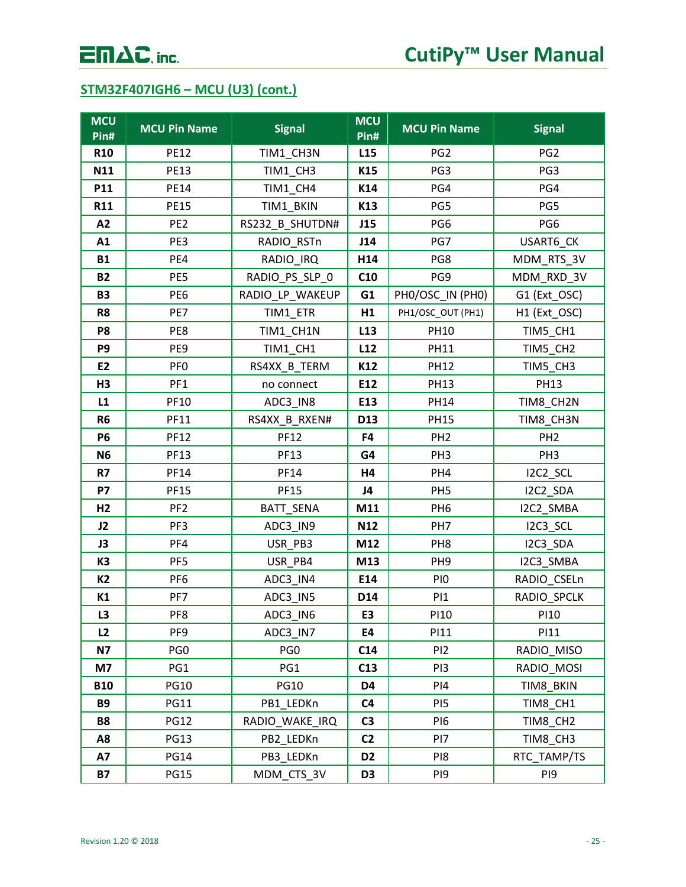## STM32F407IGH6 – MCU (U3) (cont.)

| MCU Pin# | MCU Pin Name | Signal | MCU Pin# | MCU Pin Name | Signal |
|---|---|---|---|---|---|
| **R10** | PE12 | TIM1_CH3N | **L15** | PG2 | PG2 |
| **N11** | PE13 | TIM1_CH3 | **K15** | PG3 | PG3 |
| **P11** | PE14 | TIM1_CH4 | **K14** | PG4 | PG4 |
| **R11** | PE15 | TIM1_BKIN | **K13** | PG5 | PG5 |
| **A2** | PE2 | RS232_B_SHUTDN# | **J15** | PG6 | PG6 |
| **A1** | PE3 | RADIO_RSTn | **J14** | PG7 | USART6_CK |
| **B1** | PE4 | RADIO_IRQ | **H14** | PG8 | MDM_RTS_3V |
| **B2** | PE5 | RADIO_PS_SLP_0 | **C10** | PG9 | MDM_RXD_3V |
| **B3** | PE6 | RADIO_LP_WAKEUP | **G1** | PH0/OSC_IN (PH0) | G1 (Ext_OSC) |
| **R8** | PE7 | TIM1_ETR | **H1** | PH1/OSC_OUT (PH1) | H1 (Ext_OSC) |
| **P8** | PE8 | TIM1_CH1N | **L13** | PH10 | TIM5_CH1 |
| **P9** | PE9 | TIM1_CH1 | **L12** | PH11 | TIM5_CH2 |
| **E2** | PF0 | RS4XX_B_TERM | **K12** | PH12 | TIM5_CH3 |
| **H3** | PF1 | no connect | **E12** | PH13 | PH13 |
| **L1** | PF10 | ADC3_IN8 | **E13** | PH14 | TIM8_CH2N |
| **R6** | PF11 | RS4XX_B_RXEN# | **D13** | PH15 | TIM8_CH3N |
| **P6** | PF12 | PF12 | **F4** | PH2 | PH2 |
| **N6** | PF13 | PF13 | **G4** | PH3 | PH3 |
| **R7** | PF14 | PF14 | **H4** | PH4 | I2C2_SCL |
| **P7** | PF15 | PF15 | **J4** | PH5 | I2C2_SDA |
| **H2** | PF2 | BATT_SENA | **M11** | PH6 | I2C2_SMBA |
| **J2** | PF3 | ADC3_IN9 | **N12** | PH7 | I2C3_SCL |
| **J3** | PF4 | USR_PB3 | **M12** | PH8 | I2C3_SDA |
| **K3** | PF5 | USR_PB4 | **M13** | PH9 | I2C3_SMBA |
| **K2** | PF6 | ADC3_IN4 | **E14** | PI0 | RADIO_CSELn |
| **K1** | PF7 | ADC3_IN5 | **D14** | PI1 | RADIO_SPCLK |
| **L3** | PF8 | ADC3_IN6 | **E3** | PI10 | PI10 |
| **L2** | PF9 | ADC3_IN7 | **E4** | PI11 | PI11 |
| **N7** | PG0 | PG0 | **C14** | PI2 | RADIO_MISO |
| **M7** | PG1 | PG1 | **C13** | PI3 | RADIO_MOSI |
| **B10** | PG10 | PG10 | **D4** | PI4 | TIM8_BKIN |
| **B9** | PG11 | PB1_LEDKn | **C4** | PI5 | TIM8_CH1 |
| **B8** | PG12 | RADIO_WAKE_IRQ | **C3** | PI6 | TIM8_CH2 |
| **A8** | PG13 | PB2_LEDKn | **C2** | PI7 | TIM8_CH3 |
| **A7** | PG14 | PB3_LEDKn | **D2** | PI8 | RTC_TAMP/TS |
| **B7** | PG15 | MDM_CTS_3V | **D3** | PI9 | PI9 |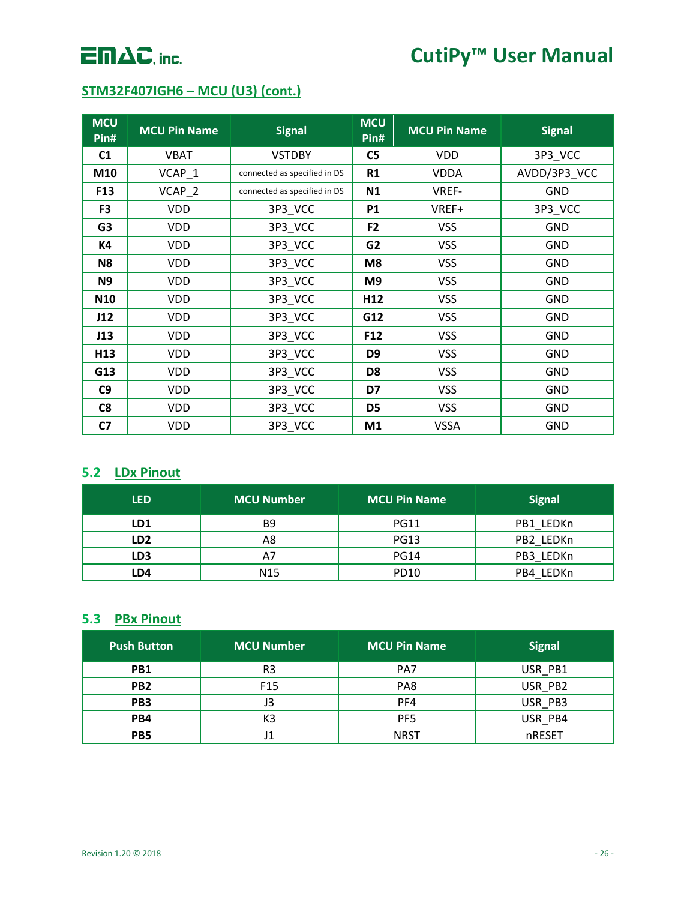## STM32F407IGH6 – MCU (U3) (cont.)

| MCU Pin# | MCU Pin Name | Signal | MCU Pin# | MCU Pin Name | Signal |
|---|---|---|---|---|---|
| C1 | VBAT | VSTDBY | C5 | VDD | 3P3_VCC |
| M10 | VCAP_1 | connected as specified in DS | R1 | VDDA | AVDD/3P3_VCC |
| F13 | VCAP_2 | connected as specified in DS | N1 | VREF- | GND |
| F3 | VDD | 3P3_VCC | P1 | VREF+ | 3P3_VCC |
| G3 | VDD | 3P3_VCC | F2 | VSS | GND |
| K4 | VDD | 3P3_VCC | G2 | VSS | GND |
| N8 | VDD | 3P3_VCC | M8 | VSS | GND |
| N9 | VDD | 3P3_VCC | M9 | VSS | GND |
| N10 | VDD | 3P3_VCC | H12 | VSS | GND |
| J12 | VDD | 3P3_VCC | G12 | VSS | GND |
| J13 | VDD | 3P3_VCC | F12 | VSS | GND |
| H13 | VDD | 3P3_VCC | D9 | VSS | GND |
| G13 | VDD | 3P3_VCC | D8 | VSS | GND |
| C9 | VDD | 3P3_VCC | D7 | VSS | GND |
| C8 | VDD | 3P3_VCC | D5 | VSS | GND |
| C7 | VDD | 3P3_VCC | M1 | VSSA | GND |

## 5.2 LDx Pinout

| LED | MCU Number | MCU Pin Name | Signal |
|---|---|---|---|
| LD1 | B9 | PG11 | PB1_LEDKn |
| LD2 | A8 | PG13 | PB2_LEDKn |
| LD3 | A7 | PG14 | PB3_LEDKn |
| LD4 | N15 | PD10 | PB4_LEDKn |

## 5.3 PBx Pinout

| Push Button | MCU Number | MCU Pin Name | Signal |
|---|---|---|---|
| PB1 | R3 | PA7 | USR_PB1 |
| PB2 | F15 | PA8 | USR_PB2 |
| PB3 | J3 | PF4 | USR_PB3 |
| PB4 | K3 | PF5 | USR_PB4 |
| PB5 | J1 | NRST | nRESET |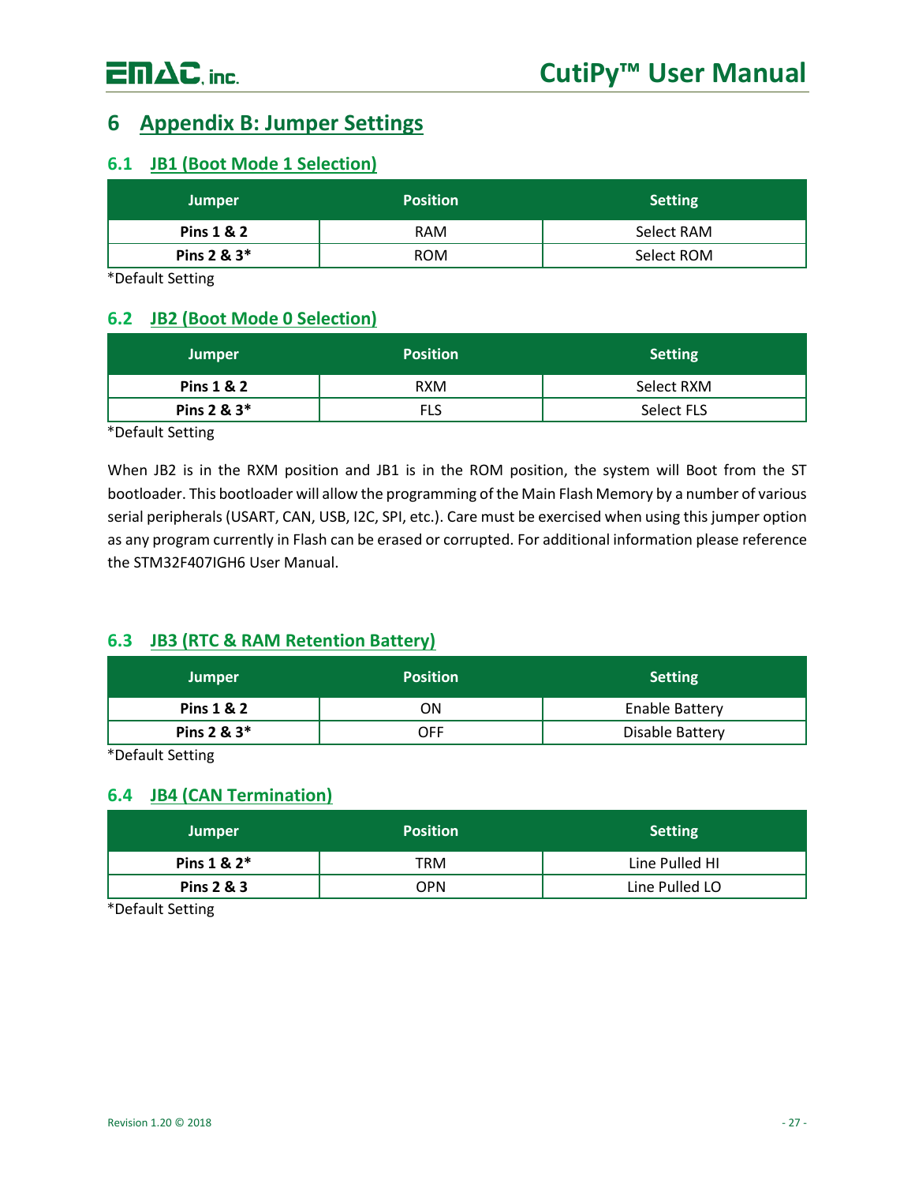# 6 Appendix B: Jumper Settings

## 6.1 JB1 (Boot Mode 1 Selection)

| Jumper | Position | Setting |
|---|---|---|
| **Pins 1 & 2** | RAM | Select RAM |
| **Pins 2 & 3*** | ROM | Select ROM |

*Default Setting

## 6.2 JB2 (Boot Mode 0 Selection)

| Jumper | Position | Setting |
|---|---|---|
| **Pins 1 & 2** | RXM | Select RXM |
| **Pins 2 & 3*** | FLS | Select FLS |

*Default Setting

When JB2 is in the RXM position and JB1 is in the ROM position, the system will Boot from the ST bootloader. This bootloader will allow the programming of the Main Flash Memory by a number of various serial peripherals (USART, CAN, USB, I2C, SPI, etc.). Care must be exercised when using this jumper option as any program currently in Flash can be erased or corrupted. For additional information please reference the STM32F407IGH6 User Manual.

## 6.3 JB3 (RTC & RAM Retention Battery)

| Jumper | Position | Setting |
|---|---|---|
| **Pins 1 & 2** | ON | Enable Battery |
| **Pins 2 & 3*** | OFF | Disable Battery |

*Default Setting

## 6.4 JB4 (CAN Termination)

| Jumper | Position | Setting |
|---|---|---|
| **Pins 1 & 2*** | TRM | Line Pulled HI |
| **Pins 2 & 3** | OPN | Line Pulled LO |

*Default Setting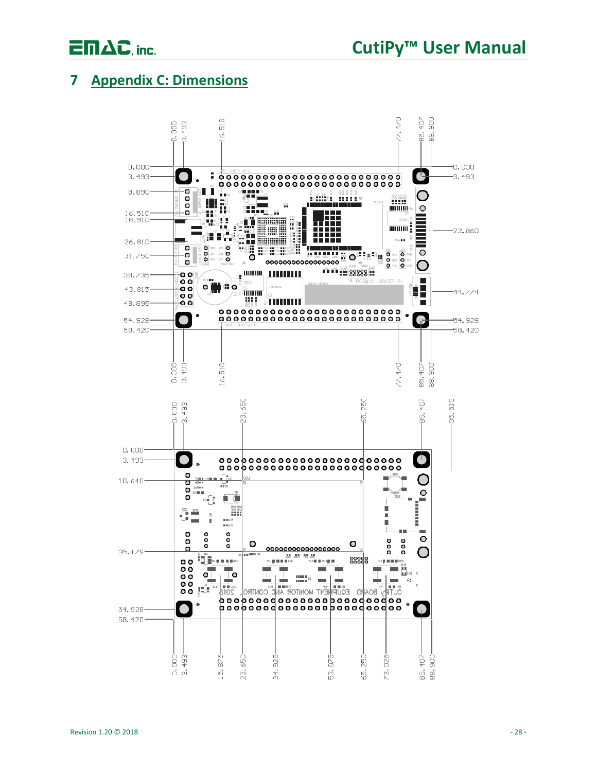# 7 Appendix C: Dimensions

0.000
3.493
16.510
77.470
85.407
88.900

0.000
3.493
8.890
16.510
18.910
26.810
31.750
38.735
43.815
48.895
54.928
58.420

0.000
3.493
22.860
44.774
54.928
58.420

0.000
3.493
16.510
77.470
85.407
88.900

0.000
3.493
23.650
65.250
85.407
85.519

0.000
3.493
10.640
35.179
54.928
58.420

0.000
3.493
15.875
23.650
34.925
53.975
65.250
73.025
85.407
88.900